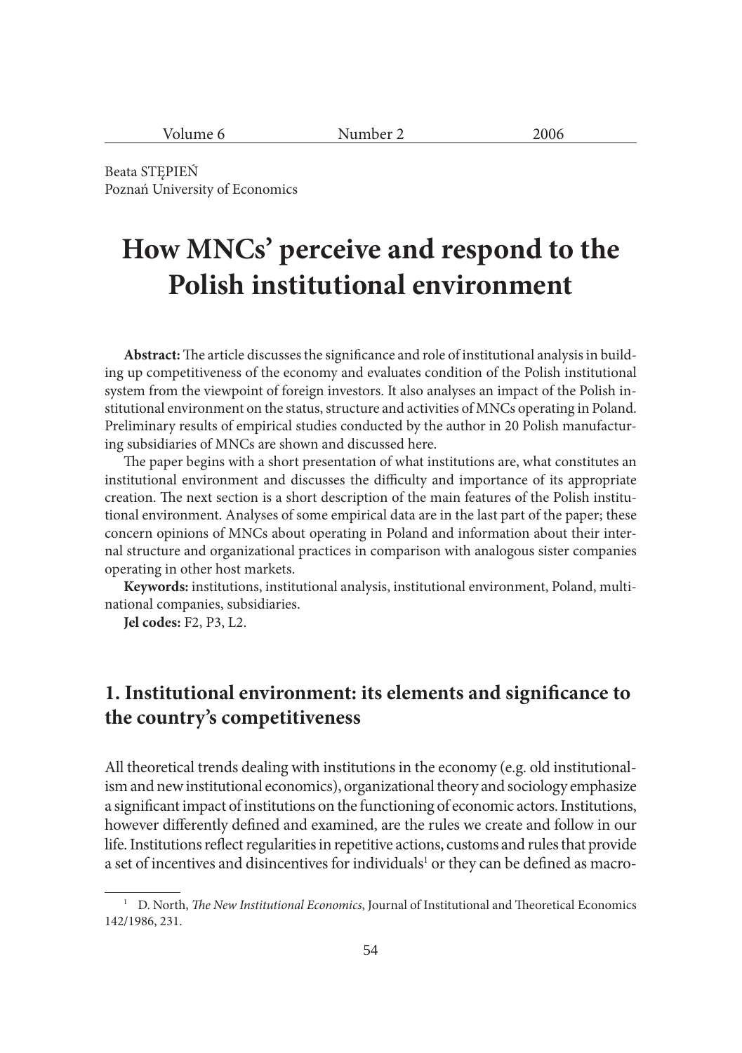Beata STĘPIEŃ
Poznań University of Economics

# How MNCs' perceive and respond to the Polish institutional environment

**Abstract:** The article discusses the significance and role of institutional analysis in building up competitiveness of the economy and evaluates condition of the Polish institutional system from the viewpoint of foreign investors. It also analyses an impact of the Polish institutional environment on the status, structure and activities of MNCs operating in Poland. Preliminary results of empirical studies conducted by the author in 20 Polish manufacturing subsidiaries of MNCs are shown and discussed here.

The paper begins with a short presentation of what institutions are, what constitutes an institutional environment and discusses the difficulty and importance of its appropriate creation. The next section is a short description of the main features of the Polish institutional environment. Analyses of some empirical data are in the last part of the paper; these concern opinions of MNCs about operating in Poland and information about their internal structure and organizational practices in comparison with analogous sister companies operating in other host markets.

**Keywords:** institutions, institutional analysis, institutional environment, Poland, multinational companies, subsidiaries.

**Jel codes:** F2, P3, L2.

## 1. Institutional environment: its elements and significance to the country's competitiveness

All theoretical trends dealing with institutions in the economy (e.g. old institutionalism and new institutional economics), organizational theory and sociology emphasize a significant impact of institutions on the functioning of economic actors. Institutions, however differently defined and examined, are the rules we create and follow in our life. Institutions reflect regularities in repetitive actions, customs and rules that provide a set of incentives and disincentives for individuals[1] or they can be defined as macro-

[1] D. North, *The New Institutional Economics*, Journal of Institutional and Theoretical Economics 142/1986, 231.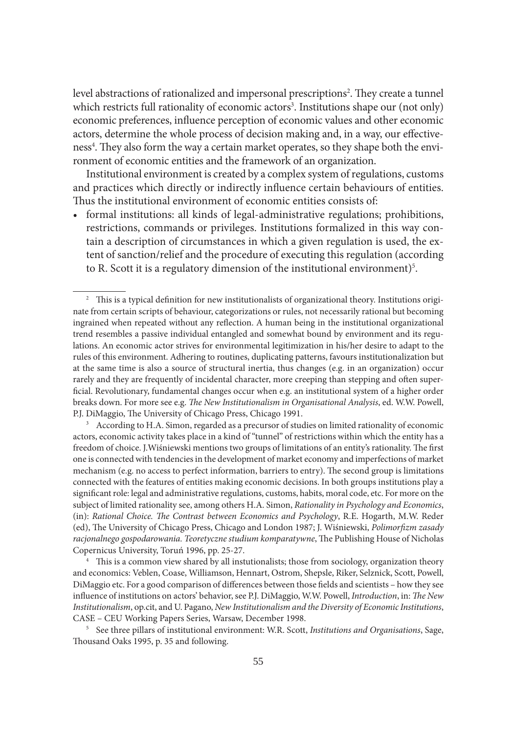level abstractions of rationalized and impersonal prescriptions[2]. They create a tunnel which restricts full rationality of economic actors[3]. Institutions shape our (not only) economic preferences, influence perception of economic values and other economic actors, determine the whole process of decision making and, in a way, our effectiveness[4]. They also form the way a certain market operates, so they shape both the environment of economic entities and the framework of an organization.

Institutional environment is created by a complex system of regulations, customs and practices which directly or indirectly influence certain behaviours of entities. Thus the institutional environment of economic entities consists of:

- formal institutions: all kinds of legal-administrative regulations; prohibitions, restrictions, commands or privileges. Institutions formalized in this way contain a description of circumstances in which a given regulation is used, the extent of sanction/relief and the procedure of executing this regulation (according to R. Scott it is a regulatory dimension of the institutional environment)[5].

---

[2] This is a typical definition for new institutionalists of organizational theory. Institutions originate from certain scripts of behaviour, categorizations or rules, not necessarily rational but becoming ingrained when repeated without any reflection. A human being in the institutional organizational trend resembles a passive individual entangled and somewhat bound by environment and its regulations. An economic actor strives for environmental legitimization in his/her desire to adapt to the rules of this environment. Adhering to routines, duplicating patterns, favours institutionalization but at the same time is also a source of structural inertia, thus changes (e.g. in an organization) occur rarely and they are frequently of incidental character, more creeping than stepping and often superficial. Revolutionary, fundamental changes occur when e.g. an institutional system of a higher order breaks down. For more see e.g. *The New Institutionalism in Organisational Analysis*, ed. W.W. Powell, P.J. DiMaggio, The University of Chicago Press, Chicago 1991.

[3] According to H.A. Simon, regarded as a precursor of studies on limited rationality of economic actors, economic activity takes place in a kind of "tunnel" of restrictions within which the entity has a freedom of choice. J.Wiśniewski mentions two groups of limitations of an entity's rationality. The first one is connected with tendencies in the development of market economy and imperfections of market mechanism (e.g. no access to perfect information, barriers to entry). The second group is limitations connected with the features of entities making economic decisions. In both groups institutions play a significant role: legal and administrative regulations, customs, habits, moral code, etc. For more on the subject of limited rationality see, among others H.A. Simon, *Rationality in Psychology and Economics*, (in): *Rational Choice. The Contrast between Economics and Psychology*, R.E. Hogarth, M.W. Reder (ed), The University of Chicago Press, Chicago and London 1987; J. Wiśniewski, *Polimorfizm zasady racjonalnego gospodarowania. Teoretyczne studium komparatywne*, The Publishing House of Nicholas Copernicus University, Toruń 1996, pp. 25-27.

[4] This is a common view shared by all instutionalists; those from sociology, organization theory and economics: Veblen, Coase, Williamson, Hennart, Ostrom, Shepsle, Riker, Selznick, Scott, Powell, DiMaggio etc. For a good comparison of differences between those fields and scientists – how they see influence of institutions on actors' behavior, see P.J. DiMaggio, W.W. Powell, *Introduction*, in: *The New Institutionalism*, op.cit, and U. Pagano, *New Institutionalism and the Diversity of Economic Institutions*, CASE – CEU Working Papers Series, Warsaw, December 1998.

[5] See three pillars of institutional environment: W.R. Scott, *Institutions and Organisations*, Sage, Thousand Oaks 1995, p. 35 and following.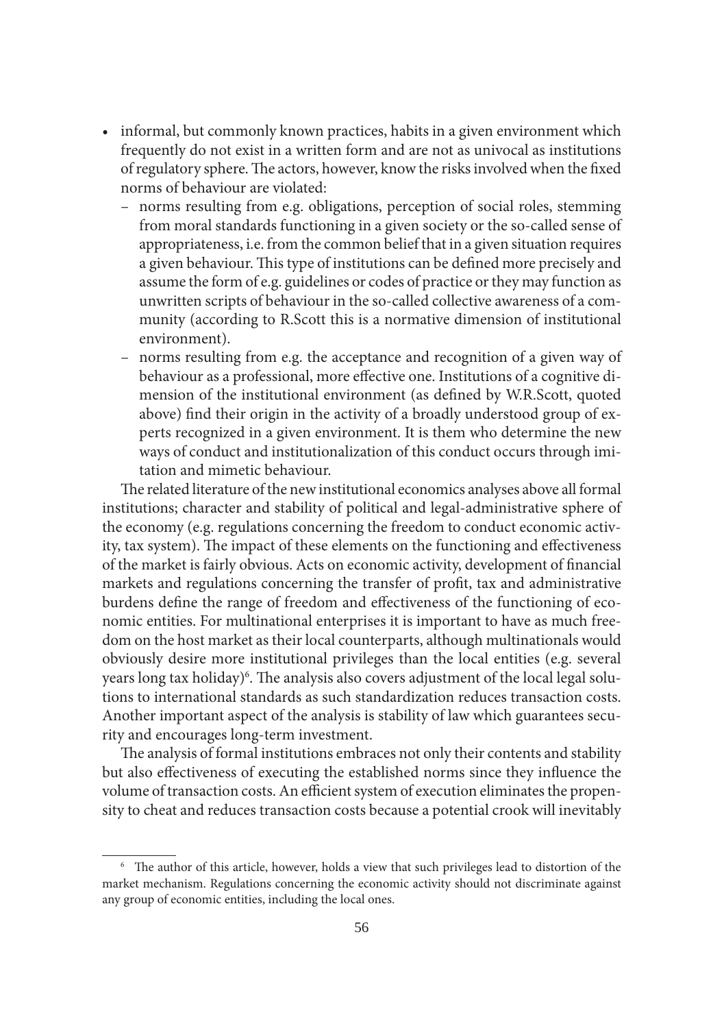- informal, but commonly known practices, habits in a given environment which frequently do not exist in a written form and are not as univocal as institutions of regulatory sphere. The actors, however, know the risks involved when the fixed norms of behaviour are violated:
  - norms resulting from e.g. obligations, perception of social roles, stemming from moral standards functioning in a given society or the so-called sense of appropriateness, i.e. from the common belief that in a given situation requires a given behaviour. This type of institutions can be defined more precisely and assume the form of e.g. guidelines or codes of practice or they may function as unwritten scripts of behaviour in the so-called collective awareness of a community (according to R.Scott this is a normative dimension of institutional environment).
  - norms resulting from e.g. the acceptance and recognition of a given way of behaviour as a professional, more effective one. Institutions of a cognitive dimension of the institutional environment (as defined by W.R.Scott, quoted above) find their origin in the activity of a broadly understood group of experts recognized in a given environment. It is them who determine the new ways of conduct and institutionalization of this conduct occurs through imitation and mimetic behaviour.

The related literature of the new institutional economics analyses above all formal institutions; character and stability of political and legal-administrative sphere of the economy (e.g. regulations concerning the freedom to conduct economic activity, tax system). The impact of these elements on the functioning and effectiveness of the market is fairly obvious. Acts on economic activity, development of financial markets and regulations concerning the transfer of profit, tax and administrative burdens define the range of freedom and effectiveness of the functioning of economic entities. For multinational enterprises it is important to have as much freedom on the host market as their local counterparts, although multinationals would obviously desire more institutional privileges than the local entities (e.g. several years long tax holiday)[6]. The analysis also covers adjustment of the local legal solutions to international standards as such standardization reduces transaction costs. Another important aspect of the analysis is stability of law which guarantees security and encourages long-term investment.

The analysis of formal institutions embraces not only their contents and stability but also effectiveness of executing the established norms since they influence the volume of transaction costs. An efficient system of execution eliminates the propensity to cheat and reduces transaction costs because a potential crook will inevitably

[6] The author of this article, however, holds a view that such privileges lead to distortion of the market mechanism. Regulations concerning the economic activity should not discriminate against any group of economic entities, including the local ones.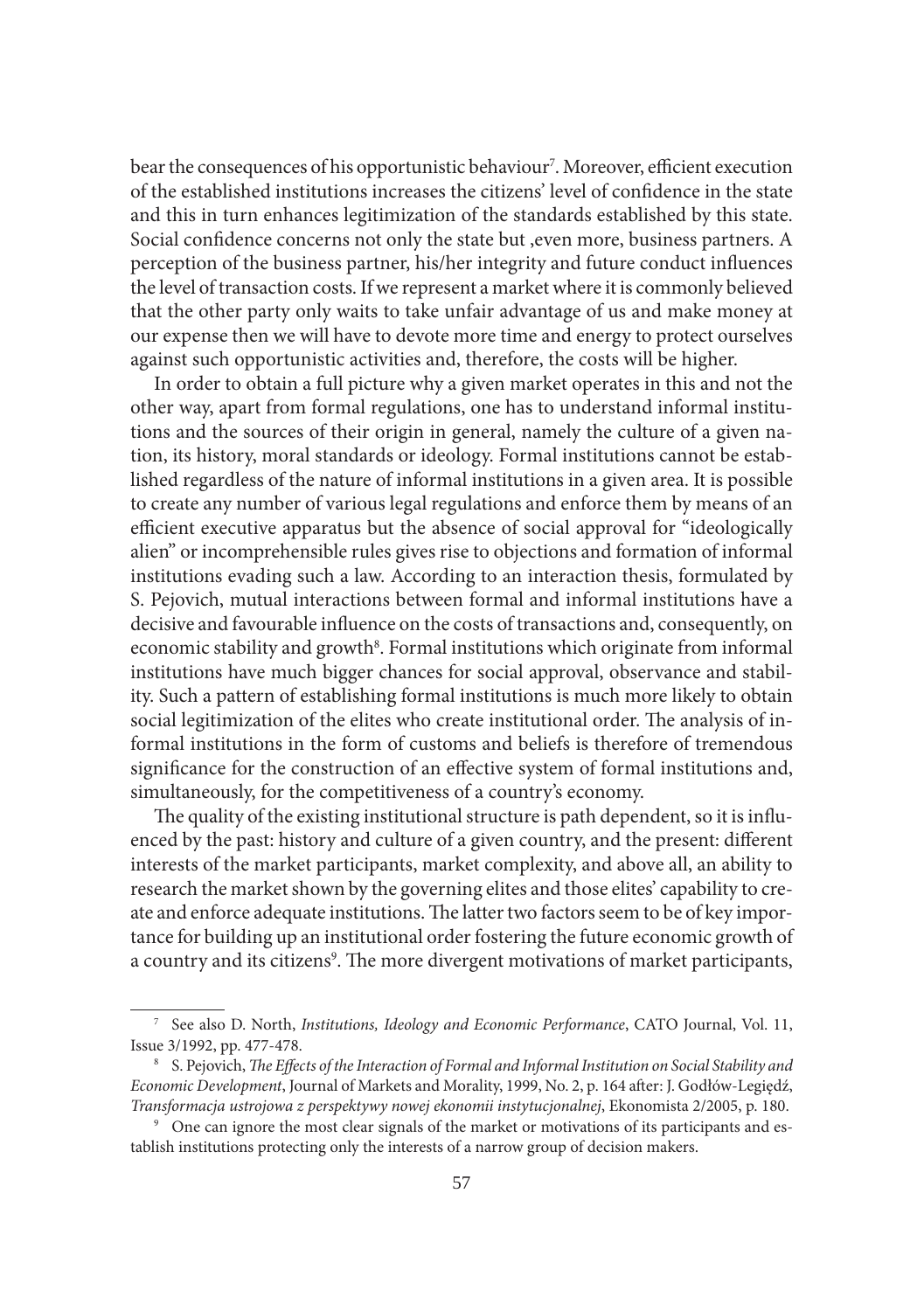bear the consequences of his opportunistic behaviour[7]. Moreover, efficient execution of the established institutions increases the citizens' level of confidence in the state and this in turn enhances legitimization of the standards established by this state. Social confidence concerns not only the state but ,even more, business partners. A perception of the business partner, his/her integrity and future conduct influences the level of transaction costs. If we represent a market where it is commonly believed that the other party only waits to take unfair advantage of us and make money at our expense then we will have to devote more time and energy to protect ourselves against such opportunistic activities and, therefore, the costs will be higher.

In order to obtain a full picture why a given market operates in this and not the other way, apart from formal regulations, one has to understand informal institutions and the sources of their origin in general, namely the culture of a given nation, its history, moral standards or ideology. Formal institutions cannot be established regardless of the nature of informal institutions in a given area. It is possible to create any number of various legal regulations and enforce them by means of an efficient executive apparatus but the absence of social approval for "ideologically alien" or incomprehensible rules gives rise to objections and formation of informal institutions evading such a law. According to an interaction thesis, formulated by S. Pejovich, mutual interactions between formal and informal institutions have a decisive and favourable influence on the costs of transactions and, consequently, on economic stability and growth[8]. Formal institutions which originate from informal institutions have much bigger chances for social approval, observance and stability. Such a pattern of establishing formal institutions is much more likely to obtain social legitimization of the elites who create institutional order. The analysis of informal institutions in the form of customs and beliefs is therefore of tremendous significance for the construction of an effective system of formal institutions and, simultaneously, for the competitiveness of a country's economy.

The quality of the existing institutional structure is path dependent, so it is influenced by the past: history and culture of a given country, and the present: different interests of the market participants, market complexity, and above all, an ability to research the market shown by the governing elites and those elites' capability to create and enforce adequate institutions. The latter two factors seem to be of key importance for building up an institutional order fostering the future economic growth of a country and its citizens[9]. The more divergent motivations of market participants,

---

[7] See also D. North, *Institutions, Ideology and Economic Performance*, CATO Journal, Vol. 11, Issue 3/1992, pp. 477-478.

[8] S. Pejovich, *The Effects of the Interaction of Formal and Informal Institution on Social Stability and Economic Development*, Journal of Markets and Morality, 1999, No. 2, p. 164 after: J. Godłów-Legiędź, *Transformacja ustrojowa z perspektywy nowej ekonomii instytucjonalnej*, Ekonomista 2/2005, p. 180.

[9] One can ignore the most clear signals of the market or motivations of its participants and establish institutions protecting only the interests of a narrow group of decision makers.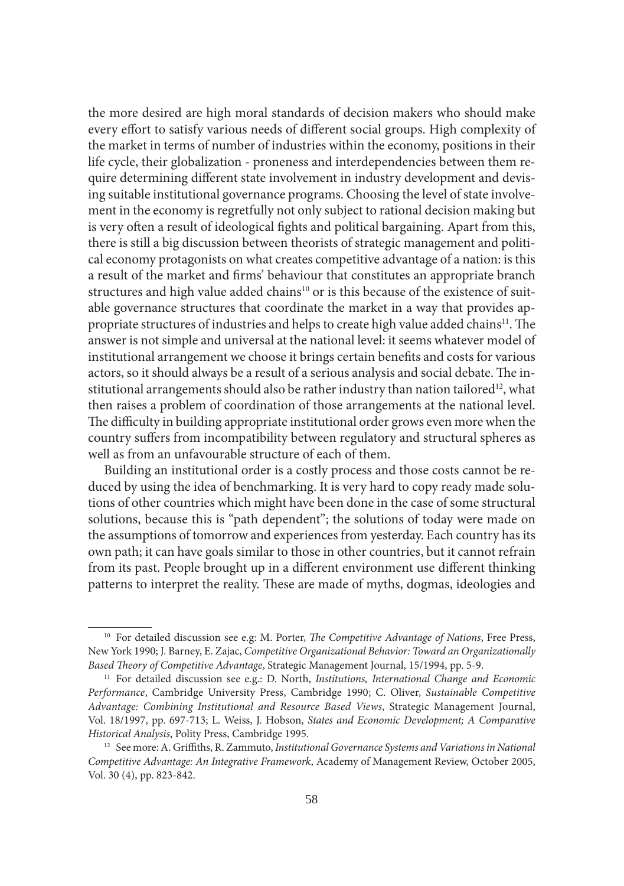the more desired are high moral standards of decision makers who should make every effort to satisfy various needs of different social groups. High complexity of the market in terms of number of industries within the economy, positions in their life cycle, their globalization - proneness and interdependencies between them require determining different state involvement in industry development and devising suitable institutional governance programs. Choosing the level of state involvement in the economy is regretfully not only subject to rational decision making but is very often a result of ideological fights and political bargaining. Apart from this, there is still a big discussion between theorists of strategic management and political economy protagonists on what creates competitive advantage of a nation: is this a result of the market and firms' behaviour that constitutes an appropriate branch structures and high value added chains[10] or is this because of the existence of suitable governance structures that coordinate the market in a way that provides appropriate structures of industries and helps to create high value added chains[11]. The answer is not simple and universal at the national level: it seems whatever model of institutional arrangement we choose it brings certain benefits and costs for various actors, so it should always be a result of a serious analysis and social debate. The institutional arrangements should also be rather industry than nation tailored[12], what then raises a problem of coordination of those arrangements at the national level. The difficulty in building appropriate institutional order grows even more when the country suffers from incompatibility between regulatory and structural spheres as well as from an unfavourable structure of each of them.

Building an institutional order is a costly process and those costs cannot be reduced by using the idea of benchmarking. It is very hard to copy ready made solutions of other countries which might have been done in the case of some structural solutions, because this is "path dependent"; the solutions of today were made on the assumptions of tomorrow and experiences from yesterday. Each country has its own path; it can have goals similar to those in other countries, but it cannot refrain from its past. People brought up in a different environment use different thinking patterns to interpret the reality. These are made of myths, dogmas, ideologies and

---

[10] For detailed discussion see e.g: M. Porter, *The Competitive Advantage of Nations*, Free Press, New York 1990; J. Barney, E. Zajac, *Competitive Organizational Behavior: Toward an Organizationally Based Theory of Competitive Advantage*, Strategic Management Journal, 15/1994, pp. 5-9.

[11] For detailed discussion see e.g.: D. North, *Institutions, International Change and Economic Performance*, Cambridge University Press, Cambridge 1990; C. Oliver, *Sustainable Competitive Advantage: Combining Institutional and Resource Based Views*, Strategic Management Journal, Vol. 18/1997, pp. 697-713; L. Weiss, J. Hobson, *States and Economic Development; A Comparative Historical Analysis*, Polity Press, Cambridge 1995.

[12] See more: A. Griffiths, R. Zammuto, *Institutional Governance Systems and Variations in National Competitive Advantage: An Integrative Framework*, Academy of Management Review, October 2005, Vol. 30 (4), pp. 823-842.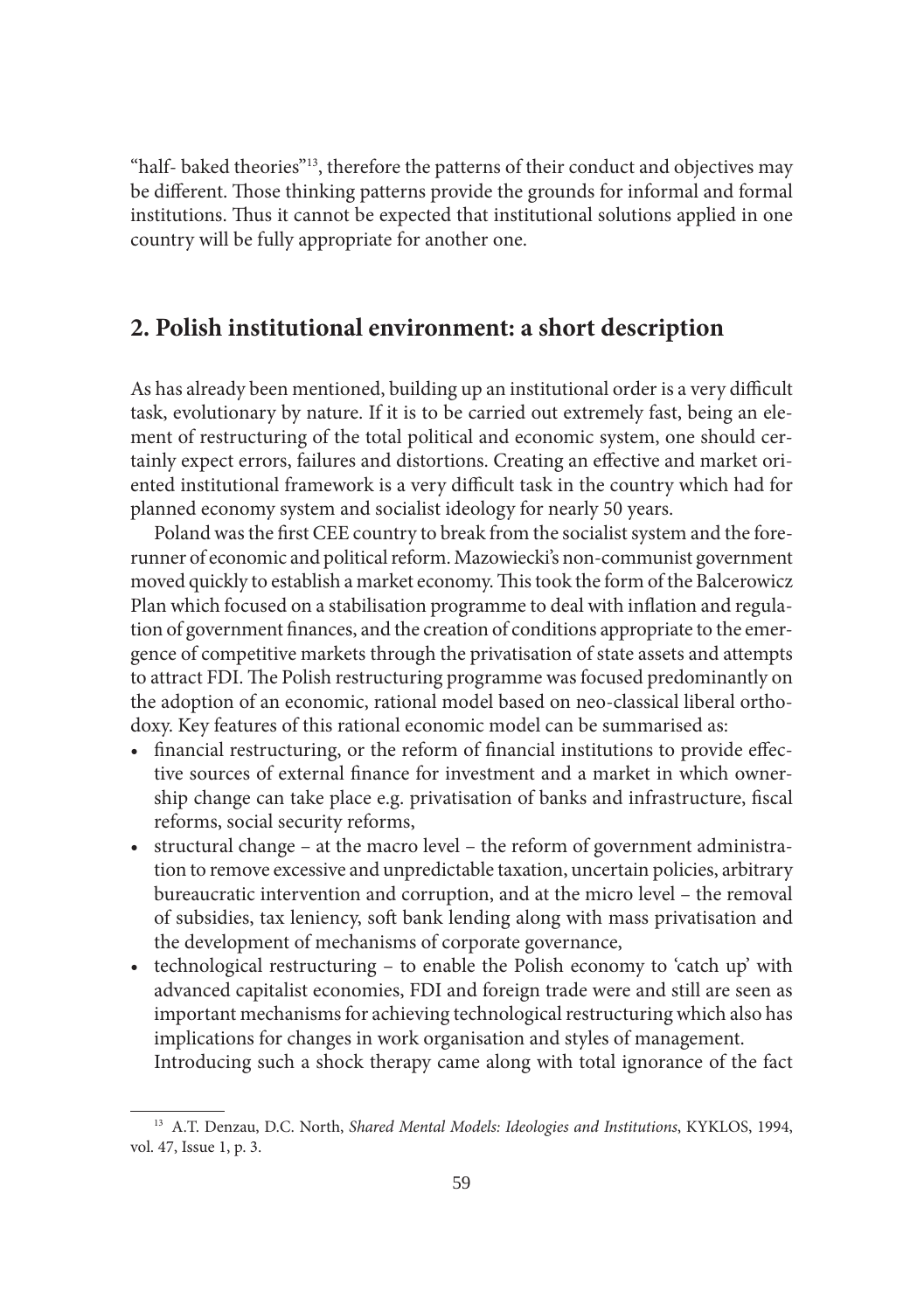"half- baked theories"[13], therefore the patterns of their conduct and objectives may be different. Those thinking patterns provide the grounds for informal and formal institutions. Thus it cannot be expected that institutional solutions applied in one country will be fully appropriate for another one.

## 2. Polish institutional environment: a short description

As has already been mentioned, building up an institutional order is a very difficult task, evolutionary by nature. If it is to be carried out extremely fast, being an element of restructuring of the total political and economic system, one should certainly expect errors, failures and distortions. Creating an effective and market oriented institutional framework is a very difficult task in the country which had for planned economy system and socialist ideology for nearly 50 years.

Poland was the first CEE country to break from the socialist system and the forerunner of economic and political reform. Mazowiecki's non-communist government moved quickly to establish a market economy. This took the form of the Balcerowicz Plan which focused on a stabilisation programme to deal with inflation and regulation of government finances, and the creation of conditions appropriate to the emergence of competitive markets through the privatisation of state assets and attempts to attract FDI. The Polish restructuring programme was focused predominantly on the adoption of an economic, rational model based on neo-classical liberal orthodoxy. Key features of this rational economic model can be summarised as:

- financial restructuring, or the reform of financial institutions to provide effective sources of external finance for investment and a market in which ownership change can take place e.g. privatisation of banks and infrastructure, fiscal reforms, social security reforms,
- structural change – at the macro level – the reform of government administration to remove excessive and unpredictable taxation, uncertain policies, arbitrary bureaucratic intervention and corruption, and at the micro level – the removal of subsidies, tax leniency, soft bank lending along with mass privatisation and the development of mechanisms of corporate governance,
- technological restructuring – to enable the Polish economy to 'catch up' with advanced capitalist economies, FDI and foreign trade were and still are seen as important mechanisms for achieving technological restructuring which also has implications for changes in work organisation and styles of management.

Introducing such a shock therapy came along with total ignorance of the fact

[13] A.T. Denzau, D.C. North, *Shared Mental Models: Ideologies and Institutions*, KYKLOS, 1994, vol. 47, Issue 1, p. 3.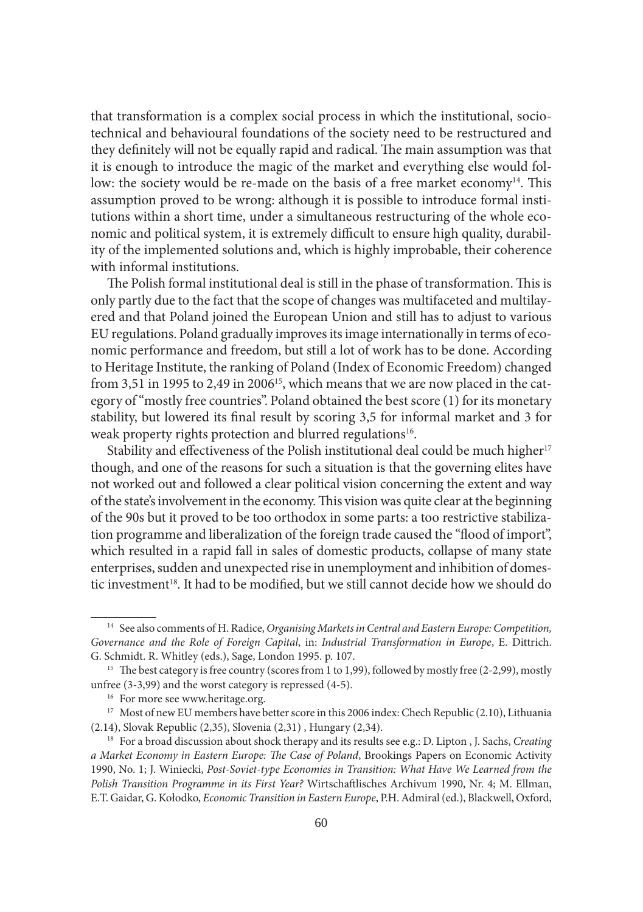that transformation is a complex social process in which the institutional, socio-technical and behavioural foundations of the society need to be restructured and they definitely will not be equally rapid and radical. The main assumption was that it is enough to introduce the magic of the market and everything else would follow: the society would be re-made on the basis of a free market economy[14]. This assumption proved to be wrong: although it is possible to introduce formal institutions within a short time, under a simultaneous restructuring of the whole economic and political system, it is extremely difficult to ensure high quality, durability of the implemented solutions and, which is highly improbable, their coherence with informal institutions.

The Polish formal institutional deal is still in the phase of transformation. This is only partly due to the fact that the scope of changes was multifaceted and multilayered and that Poland joined the European Union and still has to adjust to various EU regulations. Poland gradually improves its image internationally in terms of economic performance and freedom, but still a lot of work has to be done. According to Heritage Institute, the ranking of Poland (Index of Economic Freedom) changed from 3,51 in 1995 to 2,49 in 2006[15], which means that we are now placed in the category of "mostly free countries". Poland obtained the best score (1) for its monetary stability, but lowered its final result by scoring 3,5 for informal market and 3 for weak property rights protection and blurred regulations[16].

Stability and effectiveness of the Polish institutional deal could be much higher[17] though, and one of the reasons for such a situation is that the governing elites have not worked out and followed a clear political vision concerning the extent and way of the state's involvement in the economy. This vision was quite clear at the beginning of the 90s but it proved to be too orthodox in some parts: a too restrictive stabilization programme and liberalization of the foreign trade caused the "flood of import", which resulted in a rapid fall in sales of domestic products, collapse of many state enterprises, sudden and unexpected rise in unemployment and inhibition of domestic investment[18]. It had to be modified, but we still cannot decide how we should do

---

[14] See also comments of H. Radice, *Organising Markets in Central and Eastern Europe: Competition, Governance and the Role of Foreign Capital*, in: *Industrial Transformation in Europe*, E. Dittrich. G. Schmidt. R. Whitley (eds.), Sage, London 1995. p. 107.

[15] The best category is free country (scores from 1 to 1,99), followed by mostly free (2-2,99), mostly unfree (3-3,99) and the worst category is repressed (4-5).

[16] For more see www.heritage.org.

[17] Most of new EU members have better score in this 2006 index: Chech Republic (2.10), Lithuania (2.14), Slovak Republic (2,35), Slovenia (2,31) , Hungary (2,34).

[18] For a broad discussion about shock therapy and its results see e.g.: D. Lipton , J. Sachs, *Creating a Market Economy in Eastern Europe: The Case of Poland*, Brookings Papers on Economic Activity 1990, No. 1; J. Winiecki, *Post-Soviet-type Economies in Transition: What Have We Learned from the Polish Transition Programme in its First Year?* Wirtschaftlisches Archivum 1990, Nr. 4; M. Ellman, E.T. Gaidar, G. Kołodko, *Economic Transition in Eastern Europe*, P.H. Admiral (ed.), Blackwell, Oxford,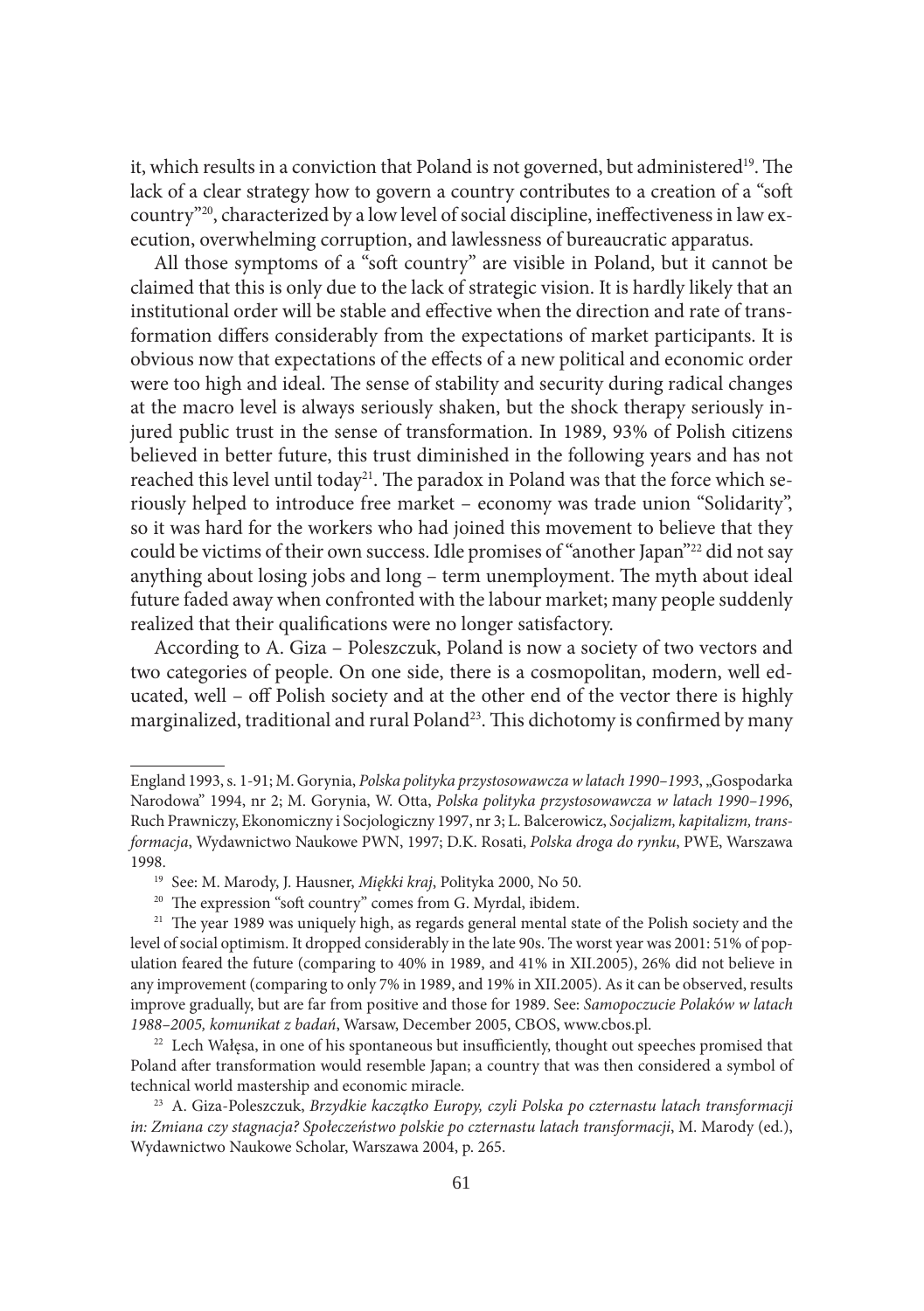it, which results in a conviction that Poland is not governed, but administered[19]. The lack of a clear strategy how to govern a country contributes to a creation of a "soft country"[20], characterized by a low level of social discipline, ineffectiveness in law execution, overwhelming corruption, and lawlessness of bureaucratic apparatus.

All those symptoms of a "soft country" are visible in Poland, but it cannot be claimed that this is only due to the lack of strategic vision. It is hardly likely that an institutional order will be stable and effective when the direction and rate of transformation differs considerably from the expectations of market participants. It is obvious now that expectations of the effects of a new political and economic order were too high and ideal. The sense of stability and security during radical changes at the macro level is always seriously shaken, but the shock therapy seriously injured public trust in the sense of transformation. In 1989, 93% of Polish citizens believed in better future, this trust diminished in the following years and has not reached this level until today[21]. The paradox in Poland was that the force which seriously helped to introduce free market – economy was trade union "Solidarity", so it was hard for the workers who had joined this movement to believe that they could be victims of their own success. Idle promises of "another Japan"[22] did not say anything about losing jobs and long – term unemployment. The myth about ideal future faded away when confronted with the labour market; many people suddenly realized that their qualifications were no longer satisfactory.

According to A. Giza – Poleszczuk, Poland is now a society of two vectors and two categories of people. On one side, there is a cosmopolitan, modern, well educated, well – off Polish society and at the other end of the vector there is highly marginalized, traditional and rural Poland[23]. This dichotomy is confirmed by many

---

England 1993, s. 1-91; M. Gorynia, *Polska polityka przystosowawcza w latach 1990–1993*, „Gospodarka Narodowa" 1994, nr 2; M. Gorynia, W. Otta, *Polska polityka przystosowawcza w latach 1990–1996*, Ruch Prawniczy, Ekonomiczny i Socjologiczny 1997, nr 3; L. Balcerowicz, *Socjalizm, kapitalizm, transformacja*, Wydawnictwo Naukowe PWN, 1997; D.K. Rosati, *Polska droga do rynku*, PWE, Warszawa 1998.

[19] See: M. Marody, J. Hausner, *Miękki kraj*, Polityka 2000, No 50.

[20] The expression "soft country" comes from G. Myrdal, ibidem.

[21] The year 1989 was uniquely high, as regards general mental state of the Polish society and the level of social optimism. It dropped considerably in the late 90s. The worst year was 2001: 51% of population feared the future (comparing to 40% in 1989, and 41% in XII.2005), 26% did not believe in any improvement (comparing to only 7% in 1989, and 19% in XII.2005). As it can be observed, results improve gradually, but are far from positive and those for 1989. See: *Samopoczucie Polaków w latach 1988–2005, komunikat z badań*, Warsaw, December 2005, CBOS, www.cbos.pl.

[22] Lech Wałęsa, in one of his spontaneous but insufficiently, thought out speeches promised that Poland after transformation would resemble Japan; a country that was then considered a symbol of technical world mastership and economic miracle.

[23] A. Giza-Poleszczuk, *Brzydkie kaczątko Europy, czyli Polska po czternastu latach transformacji in: Zmiana czy stagnacja? Społeczeństwo polskie po czternastu latach transformacji*, M. Marody (ed.), Wydawnictwo Naukowe Scholar, Warszawa 2004, p. 265.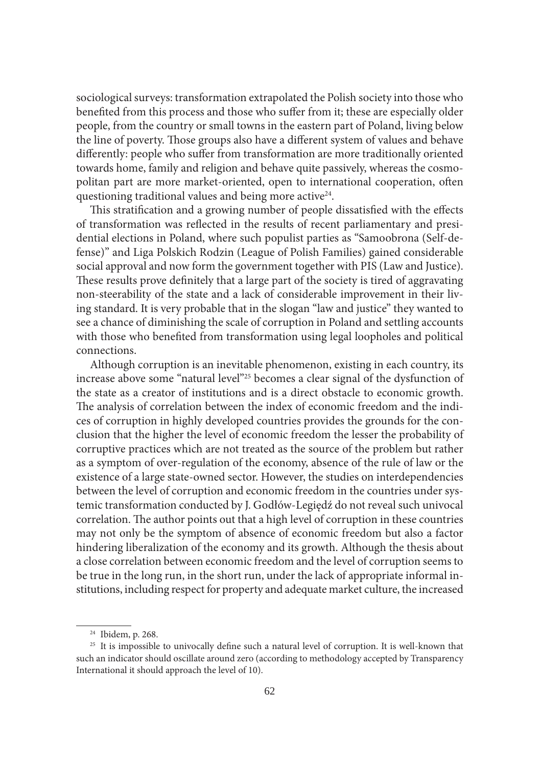sociological surveys: transformation extrapolated the Polish society into those who benefited from this process and those who suffer from it; these are especially older people, from the country or small towns in the eastern part of Poland, living below the line of poverty. Those groups also have a different system of values and behave differently: people who suffer from transformation are more traditionally oriented towards home, family and religion and behave quite passively, whereas the cosmopolitan part are more market-oriented, open to international cooperation, often questioning traditional values and being more active[24].

This stratification and a growing number of people dissatisfied with the effects of transformation was reflected in the results of recent parliamentary and presidential elections in Poland, where such populist parties as "Samoobrona (Self-defense)" and Liga Polskich Rodzin (League of Polish Families) gained considerable social approval and now form the government together with PIS (Law and Justice). These results prove definitely that a large part of the society is tired of aggravating non-steerability of the state and a lack of considerable improvement in their living standard. It is very probable that in the slogan "law and justice" they wanted to see a chance of diminishing the scale of corruption in Poland and settling accounts with those who benefited from transformation using legal loopholes and political connections.

Although corruption is an inevitable phenomenon, existing in each country, its increase above some "natural level"[25] becomes a clear signal of the dysfunction of the state as a creator of institutions and is a direct obstacle to economic growth. The analysis of correlation between the index of economic freedom and the indices of corruption in highly developed countries provides the grounds for the conclusion that the higher the level of economic freedom the lesser the probability of corruptive practices which are not treated as the source of the problem but rather as a symptom of over-regulation of the economy, absence of the rule of law or the existence of a large state-owned sector. However, the studies on interdependencies between the level of corruption and economic freedom in the countries under systemic transformation conducted by J. Godłów-Legiędź do not reveal such univocal correlation. The author points out that a high level of corruption in these countries may not only be the symptom of absence of economic freedom but also a factor hindering liberalization of the economy and its growth. Although the thesis about a close correlation between economic freedom and the level of corruption seems to be true in the long run, in the short run, under the lack of appropriate informal institutions, including respect for property and adequate market culture, the increased

[24] Ibidem, p. 268.

[25] It is impossible to univocally define such a natural level of corruption. It is well-known that such an indicator should oscillate around zero (according to methodology accepted by Transparency International it should approach the level of 10).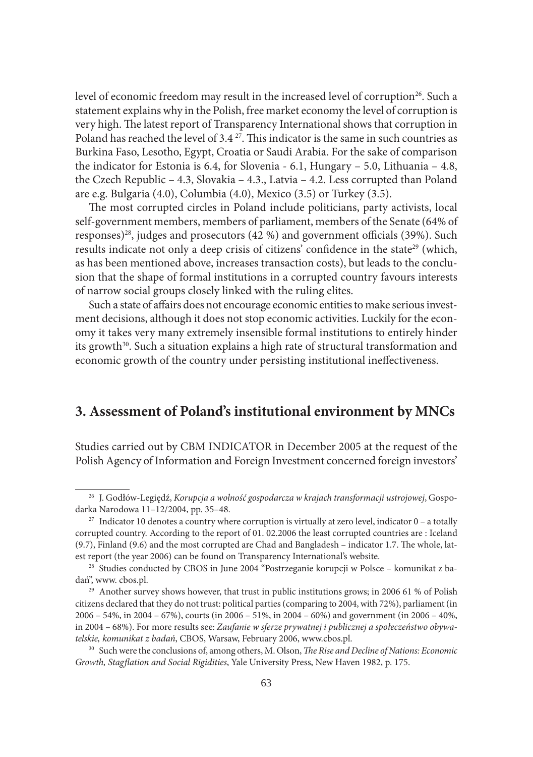level of economic freedom may result in the increased level of corruption[26]. Such a statement explains why in the Polish, free market economy the level of corruption is very high. The latest report of Transparency International shows that corruption in Poland has reached the level of 3.4 [27]. This indicator is the same in such countries as Burkina Faso, Lesotho, Egypt, Croatia or Saudi Arabia. For the sake of comparison the indicator for Estonia is 6.4, for Slovenia - 6.1, Hungary – 5.0, Lithuania – 4.8, the Czech Republic – 4.3, Slovakia – 4.3., Latvia – 4.2. Less corrupted than Poland are e.g. Bulgaria (4.0), Columbia (4.0), Mexico (3.5) or Turkey (3.5).

The most corrupted circles in Poland include politicians, party activists, local self-government members, members of parliament, members of the Senate (64% of responses)[28], judges and prosecutors (42 %) and government officials (39%). Such results indicate not only a deep crisis of citizens' confidence in the state[29] (which, as has been mentioned above, increases transaction costs), but leads to the conclusion that the shape of formal institutions in a corrupted country favours interests of narrow social groups closely linked with the ruling elites.

Such a state of affairs does not encourage economic entities to make serious investment decisions, although it does not stop economic activities. Luckily for the economy it takes very many extremely insensible formal institutions to entirely hinder its growth[30]. Such a situation explains a high rate of structural transformation and economic growth of the country under persisting institutional ineffectiveness.

## 3. Assessment of Poland's institutional environment by MNCs

Studies carried out by CBM INDICATOR in December 2005 at the request of the Polish Agency of Information and Foreign Investment concerned foreign investors'

---

[26] J. Godłów-Legiędź, *Korupcja a wolność gospodarcza w krajach transformacji ustrojowej*, Gospodarka Narodowa 11–12/2004, pp. 35–48.

[27] Indicator 10 denotes a country where corruption is virtually at zero level, indicator 0 – a totally corrupted country. According to the report of 01. 02.2006 the least corrupted countries are : Iceland (9.7), Finland (9.6) and the most corrupted are Chad and Bangladesh – indicator 1.7. The whole, latest report (the year 2006) can be found on Transparency International's website.

[28] Studies conducted by CBOS in June 2004 "Postrzeganie korupcji w Polsce – komunikat z badań", www. cbos.pl.

[29] Another survey shows however, that trust in public institutions grows; in 2006 61 % of Polish citizens declared that they do not trust: political parties (comparing to 2004, with 72%), parliament (in 2006 – 54%, in 2004 – 67%), courts (in 2006 – 51%, in 2004 – 60%) and government (in 2006 – 40%, in 2004 – 68%). For more results see: *Zaufanie w sferze prywatnej i publicznej a społeczeństwo obywatelskie, komunikat z badań*, CBOS, Warsaw, February 2006, www.cbos.pl.

[30] Such were the conclusions of, among others, M. Olson, *The Rise and Decline of Nations: Economic Growth, Stagflation and Social Rigidities*, Yale University Press, New Haven 1982, p. 175.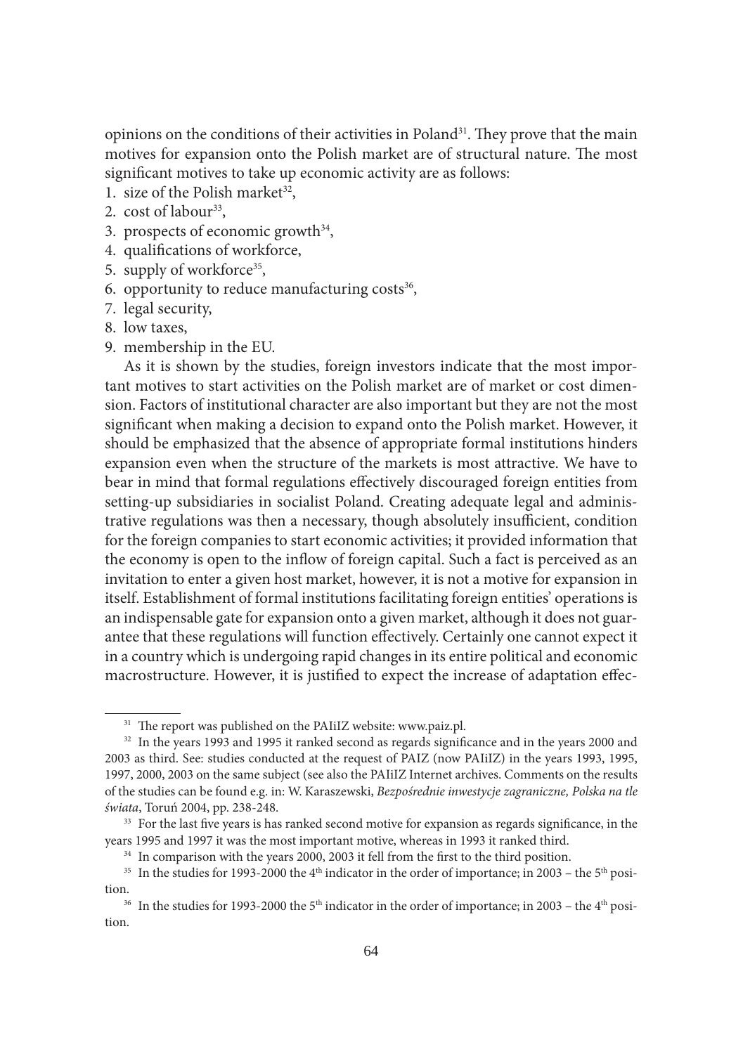opinions on the conditions of their activities in Poland[31]. They prove that the main motives for expansion onto the Polish market are of structural nature. The most significant motives to take up economic activity are as follows:

1. size of the Polish market[32],
2. cost of labour[33],
3. prospects of economic growth[34],
4. qualifications of workforce,
5. supply of workforce[35],
6. opportunity to reduce manufacturing costs[36],
7. legal security,
8. low taxes,
9. membership in the EU.

As it is shown by the studies, foreign investors indicate that the most important motives to start activities on the Polish market are of market or cost dimension. Factors of institutional character are also important but they are not the most significant when making a decision to expand onto the Polish market. However, it should be emphasized that the absence of appropriate formal institutions hinders expansion even when the structure of the markets is most attractive. We have to bear in mind that formal regulations effectively discouraged foreign entities from setting-up subsidiaries in socialist Poland. Creating adequate legal and administrative regulations was then a necessary, though absolutely insufficient, condition for the foreign companies to start economic activities; it provided information that the economy is open to the inflow of foreign capital. Such a fact is perceived as an invitation to enter a given host market, however, it is not a motive for expansion in itself. Establishment of formal institutions facilitating foreign entities' operations is an indispensable gate for expansion onto a given market, although it does not guarantee that these regulations will function effectively. Certainly one cannot expect it in a country which is undergoing rapid changes in its entire political and economic macrostructure. However, it is justified to expect the increase of adaptation effec-

---

[31] The report was published on the PAIiIZ website: www.paiz.pl.

[32] In the years 1993 and 1995 it ranked second as regards significance and in the years 2000 and 2003 as third. See: studies conducted at the request of PAIZ (now PAIiIZ) in the years 1993, 1995, 1997, 2000, 2003 on the same subject (see also the PAIiIZ Internet archives. Comments on the results of the studies can be found e.g. in: W. Karaszewski, *Bezpośrednie inwestycje zagraniczne, Polska na tle świata*, Toruń 2004, pp. 238-248.

[33] For the last five years is has ranked second motive for expansion as regards significance, in the years 1995 and 1997 it was the most important motive, whereas in 1993 it ranked third.

[34] In comparison with the years 2000, 2003 it fell from the first to the third position.

[35] In the studies for 1993-2000 the 4th indicator in the order of importance; in 2003 – the 5th position.

[36] In the studies for 1993-2000 the 5th indicator in the order of importance; in 2003 – the 4th position.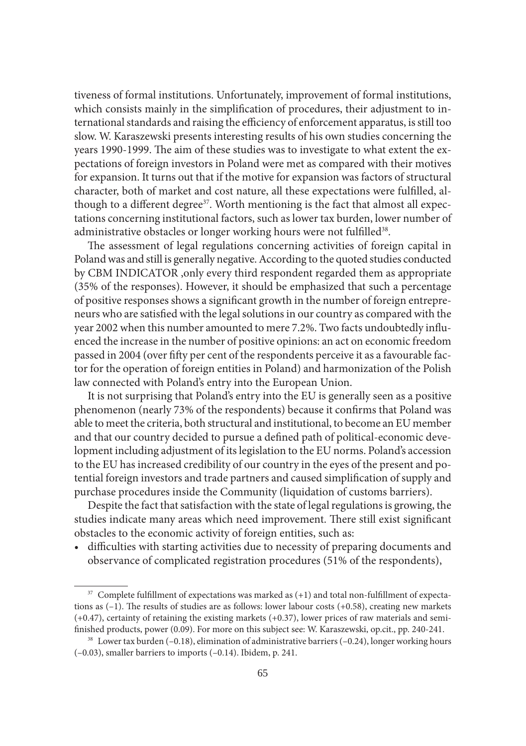tiveness of formal institutions. Unfortunately, improvement of formal institutions, which consists mainly in the simplification of procedures, their adjustment to international standards and raising the efficiency of enforcement apparatus, is still too slow. W. Karaszewski presents interesting results of his own studies concerning the years 1990-1999. The aim of these studies was to investigate to what extent the expectations of foreign investors in Poland were met as compared with their motives for expansion. It turns out that if the motive for expansion was factors of structural character, both of market and cost nature, all these expectations were fulfilled, although to a different degree[37]. Worth mentioning is the fact that almost all expectations concerning institutional factors, such as lower tax burden, lower number of administrative obstacles or longer working hours were not fulfilled[38].

The assessment of legal regulations concerning activities of foreign capital in Poland was and still is generally negative. According to the quoted studies conducted by CBM INDICATOR ,only every third respondent regarded them as appropriate (35% of the responses). However, it should be emphasized that such a percentage of positive responses shows a significant growth in the number of foreign entrepreneurs who are satisfied with the legal solutions in our country as compared with the year 2002 when this number amounted to mere 7.2%. Two facts undoubtedly influenced the increase in the number of positive opinions: an act on economic freedom passed in 2004 (over fifty per cent of the respondents perceive it as a favourable factor for the operation of foreign entities in Poland) and harmonization of the Polish law connected with Poland's entry into the European Union.

It is not surprising that Poland's entry into the EU is generally seen as a positive phenomenon (nearly 73% of the respondents) because it confirms that Poland was able to meet the criteria, both structural and institutional, to become an EU member and that our country decided to pursue a defined path of political-economic development including adjustment of its legislation to the EU norms. Poland's accession to the EU has increased credibility of our country in the eyes of the present and potential foreign investors and trade partners and caused simplification of supply and purchase procedures inside the Community (liquidation of customs barriers).

Despite the fact that satisfaction with the state of legal regulations is growing, the studies indicate many areas which need improvement. There still exist significant obstacles to the economic activity of foreign entities, such as:

- difficulties with starting activities due to necessity of preparing documents and observance of complicated registration procedures (51% of the respondents),

---

[37] Complete fulfillment of expectations was marked as (+1) and total non-fulfillment of expectations as (–1). The results of studies are as follows: lower labour costs (+0.58), creating new markets (+0.47), certainty of retaining the existing markets (+0.37), lower prices of raw materials and semi-finished products, power (0.09). For more on this subject see: W. Karaszewski, op.cit., pp. 240-241.

[38] Lower tax burden (–0.18), elimination of administrative barriers (–0.24), longer working hours (–0.03), smaller barriers to imports (–0.14). Ibidem, p. 241.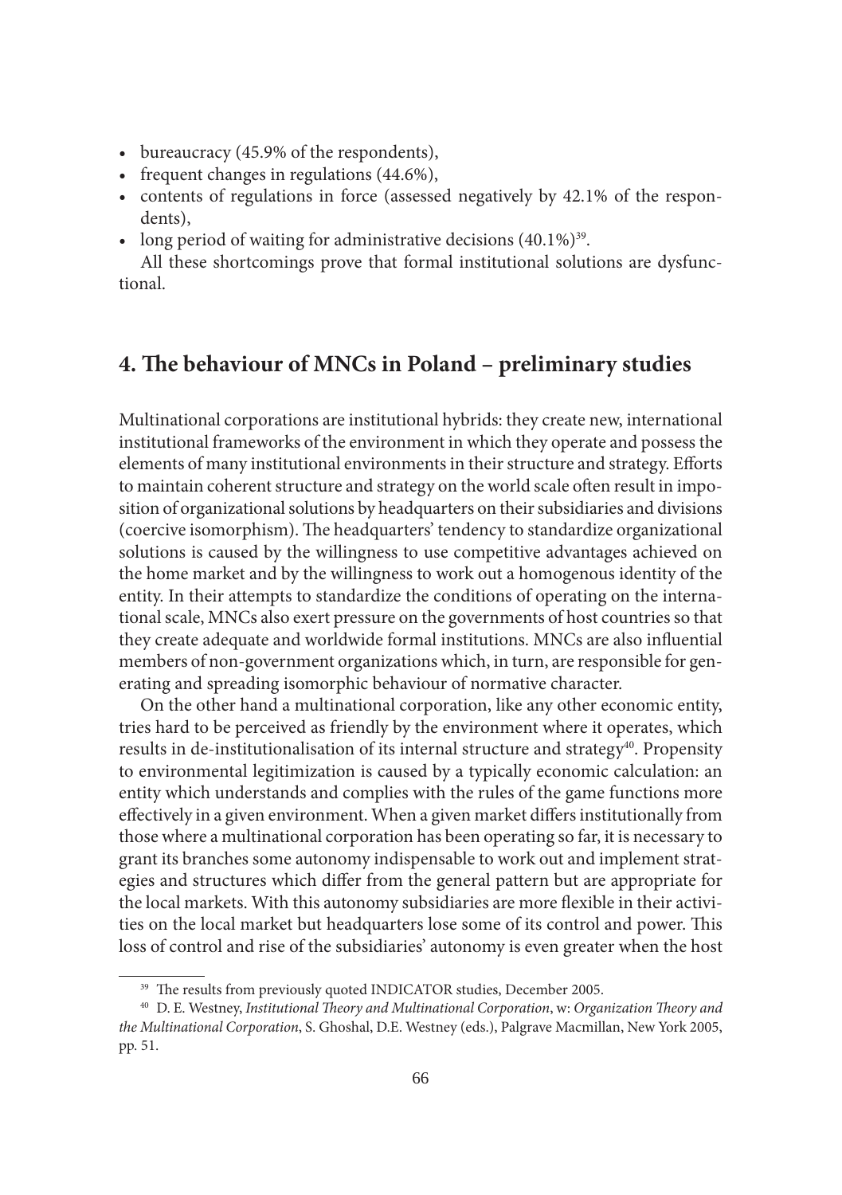- bureaucracy (45.9% of the respondents),
- frequent changes in regulations (44.6%),
- contents of regulations in force (assessed negatively by 42.1% of the respondents),
- long period of waiting for administrative decisions (40.1%)[39].

All these shortcomings prove that formal institutional solutions are dysfunctional.

## 4. The behaviour of MNCs in Poland – preliminary studies

Multinational corporations are institutional hybrids: they create new, international institutional frameworks of the environment in which they operate and possess the elements of many institutional environments in their structure and strategy. Efforts to maintain coherent structure and strategy on the world scale often result in imposition of organizational solutions by headquarters on their subsidiaries and divisions (coercive isomorphism). The headquarters' tendency to standardize organizational solutions is caused by the willingness to use competitive advantages achieved on the home market and by the willingness to work out a homogenous identity of the entity. In their attempts to standardize the conditions of operating on the international scale, MNCs also exert pressure on the governments of host countries so that they create adequate and worldwide formal institutions. MNCs are also influential members of non-government organizations which, in turn, are responsible for generating and spreading isomorphic behaviour of normative character.

On the other hand a multinational corporation, like any other economic entity, tries hard to be perceived as friendly by the environment where it operates, which results in de-institutionalisation of its internal structure and strategy[40]. Propensity to environmental legitimization is caused by a typically economic calculation: an entity which understands and complies with the rules of the game functions more effectively in a given environment. When a given market differs institutionally from those where a multinational corporation has been operating so far, it is necessary to grant its branches some autonomy indispensable to work out and implement strategies and structures which differ from the general pattern but are appropriate for the local markets. With this autonomy subsidiaries are more flexible in their activities on the local market but headquarters lose some of its control and power. This loss of control and rise of the subsidiaries' autonomy is even greater when the host

---

[39] The results from previously quoted INDICATOR studies, December 2005.

[40] D. E. Westney, *Institutional Theory and Multinational Corporation*, w: *Organization Theory and the Multinational Corporation*, S. Ghoshal, D.E. Westney (eds.), Palgrave Macmillan, New York 2005, pp. 51.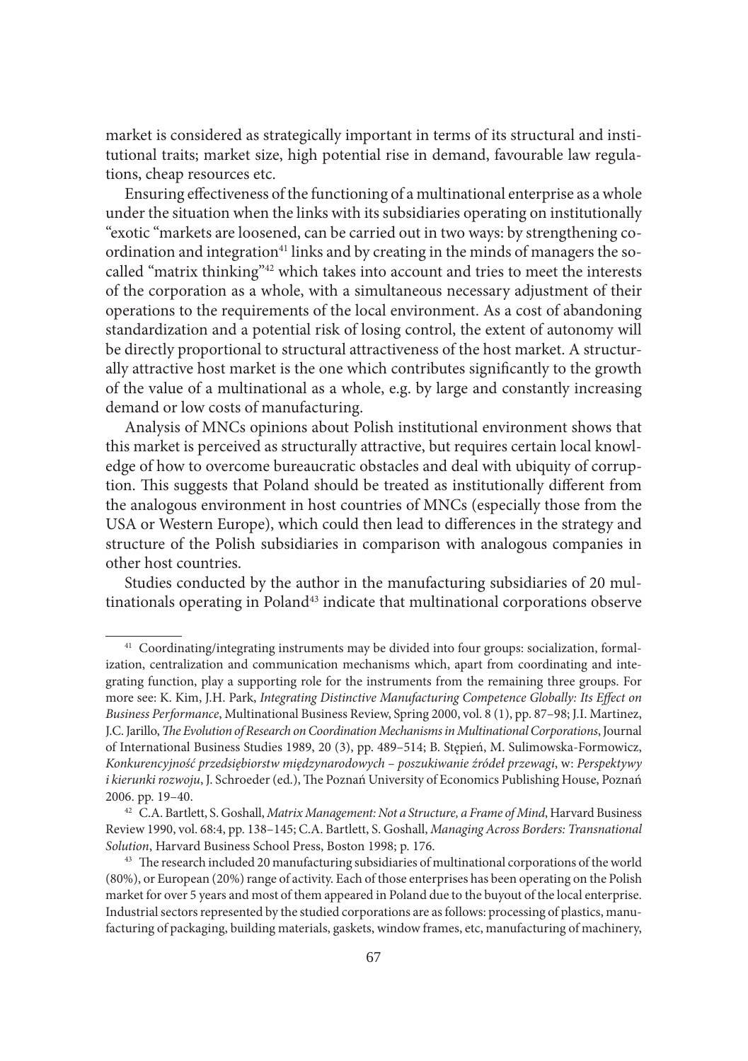market is considered as strategically important in terms of its structural and institutional traits; market size, high potential rise in demand, favourable law regulations, cheap resources etc.

Ensuring effectiveness of the functioning of a multinational enterprise as a whole under the situation when the links with its subsidiaries operating on institutionally "exotic "markets are loosened, can be carried out in two ways: by strengthening coordination and integration[41] links and by creating in the minds of managers the so-called "matrix thinking"[42] which takes into account and tries to meet the interests of the corporation as a whole, with a simultaneous necessary adjustment of their operations to the requirements of the local environment. As a cost of abandoning standardization and a potential risk of losing control, the extent of autonomy will be directly proportional to structural attractiveness of the host market. A structurally attractive host market is the one which contributes significantly to the growth of the value of a multinational as a whole, e.g. by large and constantly increasing demand or low costs of manufacturing.

Analysis of MNCs opinions about Polish institutional environment shows that this market is perceived as structurally attractive, but requires certain local knowledge of how to overcome bureaucratic obstacles and deal with ubiquity of corruption. This suggests that Poland should be treated as institutionally different from the analogous environment in host countries of MNCs (especially those from the USA or Western Europe), which could then lead to differences in the strategy and structure of the Polish subsidiaries in comparison with analogous companies in other host countries.

Studies conducted by the author in the manufacturing subsidiaries of 20 multinationals operating in Poland[43] indicate that multinational corporations observe

---

[41] Coordinating/integrating instruments may be divided into four groups: socialization, formalization, centralization and communication mechanisms which, apart from coordinating and integrating function, play a supporting role for the instruments from the remaining three groups. For more see: K. Kim, J.H. Park, *Integrating Distinctive Manufacturing Competence Globally: Its Effect on Business Performance*, Multinational Business Review, Spring 2000, vol. 8 (1), pp. 87–98; J.I. Martinez, J.C. Jarillo, *The Evolution of Research on Coordination Mechanisms in Multinational Corporations*, Journal of International Business Studies 1989, 20 (3), pp. 489–514; B. Stępień, M. Sulimowska-Formowicz, *Konkurencyjność przedsiębiorstw międzynarodowych – poszukiwanie źródeł przewagi*, w: *Perspektywy i kierunki rozwoju*, J. Schroeder (ed.), The Poznań University of Economics Publishing House, Poznań 2006. pp. 19–40.

[42] C.A. Bartlett, S. Goshall, *Matrix Management: Not a Structure, a Frame of Mind*, Harvard Business Review 1990, vol. 68:4, pp. 138–145; C.A. Bartlett, S. Goshall, *Managing Across Borders: Transnational Solution*, Harvard Business School Press, Boston 1998; p. 176.

[43] The research included 20 manufacturing subsidiaries of multinational corporations of the world (80%), or European (20%) range of activity. Each of those enterprises has been operating on the Polish market for over 5 years and most of them appeared in Poland due to the buyout of the local enterprise. Industrial sectors represented by the studied corporations are as follows: processing of plastics, manufacturing of packaging, building materials, gaskets, window frames, etc, manufacturing of machinery,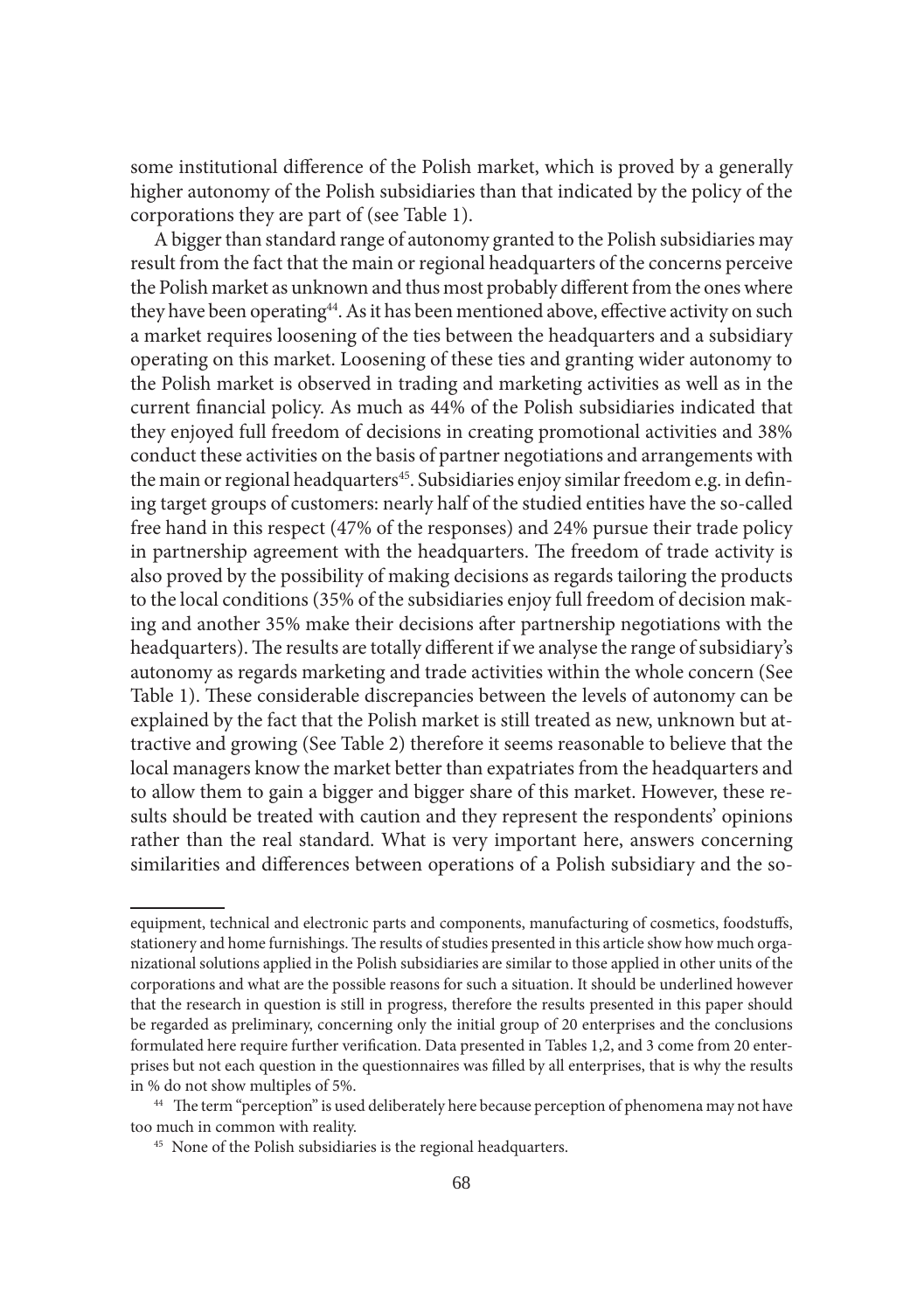some institutional difference of the Polish market, which is proved by a generally higher autonomy of the Polish subsidiaries than that indicated by the policy of the corporations they are part of (see Table 1).

A bigger than standard range of autonomy granted to the Polish subsidiaries may result from the fact that the main or regional headquarters of the concerns perceive the Polish market as unknown and thus most probably different from the ones where they have been operating[44]. As it has been mentioned above, effective activity on such a market requires loosening of the ties between the headquarters and a subsidiary operating on this market. Loosening of these ties and granting wider autonomy to the Polish market is observed in trading and marketing activities as well as in the current financial policy. As much as 44% of the Polish subsidiaries indicated that they enjoyed full freedom of decisions in creating promotional activities and 38% conduct these activities on the basis of partner negotiations and arrangements with the main or regional headquarters[45]. Subsidiaries enjoy similar freedom e.g. in defining target groups of customers: nearly half of the studied entities have the so-called free hand in this respect (47% of the responses) and 24% pursue their trade policy in partnership agreement with the headquarters. The freedom of trade activity is also proved by the possibility of making decisions as regards tailoring the products to the local conditions (35% of the subsidiaries enjoy full freedom of decision making and another 35% make their decisions after partnership negotiations with the headquarters). The results are totally different if we analyse the range of subsidiary's autonomy as regards marketing and trade activities within the whole concern (See Table 1). These considerable discrepancies between the levels of autonomy can be explained by the fact that the Polish market is still treated as new, unknown but attractive and growing (See Table 2) therefore it seems reasonable to believe that the local managers know the market better than expatriates from the headquarters and to allow them to gain a bigger and bigger share of this market. However, these results should be treated with caution and they represent the respondents' opinions rather than the real standard. What is very important here, answers concerning similarities and differences between operations of a Polish subsidiary and the so-

---

equipment, technical and electronic parts and components, manufacturing of cosmetics, foodstuffs, stationery and home furnishings. The results of studies presented in this article show how much organizational solutions applied in the Polish subsidiaries are similar to those applied in other units of the corporations and what are the possible reasons for such a situation. It should be underlined however that the research in question is still in progress, therefore the results presented in this paper should be regarded as preliminary, concerning only the initial group of 20 enterprises and the conclusions formulated here require further verification. Data presented in Tables 1,2, and 3 come from 20 enterprises but not each question in the questionnaires was filled by all enterprises, that is why the results in % do not show multiples of 5%.

[44] The term "perception" is used deliberately here because perception of phenomena may not have too much in common with reality.

[45] None of the Polish subsidiaries is the regional headquarters.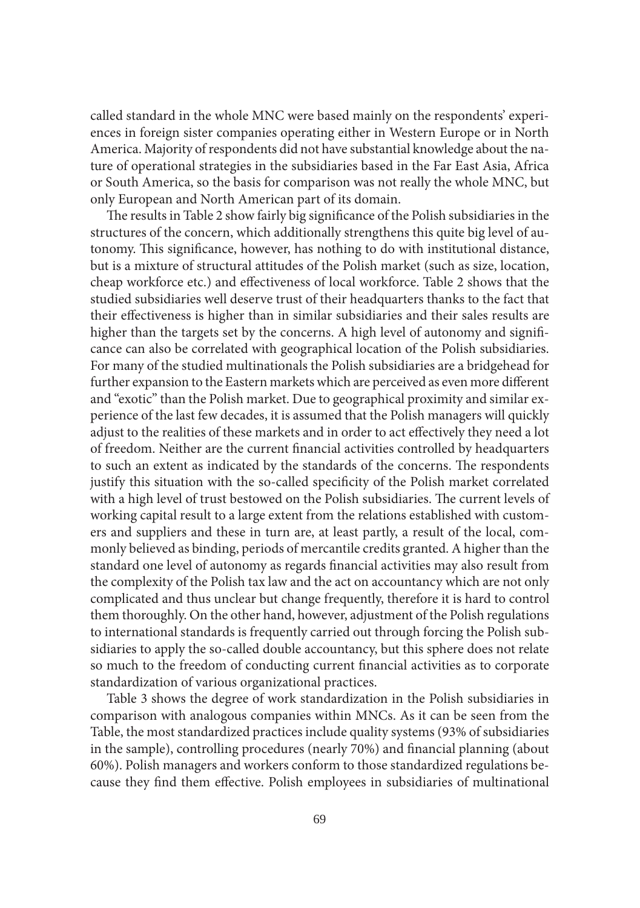called standard in the whole MNC were based mainly on the respondents' experiences in foreign sister companies operating either in Western Europe or in North America. Majority of respondents did not have substantial knowledge about the nature of operational strategies in the subsidiaries based in the Far East Asia, Africa or South America, so the basis for comparison was not really the whole MNC, but only European and North American part of its domain.

The results in Table 2 show fairly big significance of the Polish subsidiaries in the structures of the concern, which additionally strengthens this quite big level of autonomy. This significance, however, has nothing to do with institutional distance, but is a mixture of structural attitudes of the Polish market (such as size, location, cheap workforce etc.) and effectiveness of local workforce. Table 2 shows that the studied subsidiaries well deserve trust of their headquarters thanks to the fact that their effectiveness is higher than in similar subsidiaries and their sales results are higher than the targets set by the concerns. A high level of autonomy and significance can also be correlated with geographical location of the Polish subsidiaries. For many of the studied multinationals the Polish subsidiaries are a bridgehead for further expansion to the Eastern markets which are perceived as even more different and "exotic" than the Polish market. Due to geographical proximity and similar experience of the last few decades, it is assumed that the Polish managers will quickly adjust to the realities of these markets and in order to act effectively they need a lot of freedom. Neither are the current financial activities controlled by headquarters to such an extent as indicated by the standards of the concerns. The respondents justify this situation with the so-called specificity of the Polish market correlated with a high level of trust bestowed on the Polish subsidiaries. The current levels of working capital result to a large extent from the relations established with customers and suppliers and these in turn are, at least partly, a result of the local, commonly believed as binding, periods of mercantile credits granted. A higher than the standard one level of autonomy as regards financial activities may also result from the complexity of the Polish tax law and the act on accountancy which are not only complicated and thus unclear but change frequently, therefore it is hard to control them thoroughly. On the other hand, however, adjustment of the Polish regulations to international standards is frequently carried out through forcing the Polish subsidiaries to apply the so-called double accountancy, but this sphere does not relate so much to the freedom of conducting current financial activities as to corporate standardization of various organizational practices.

Table 3 shows the degree of work standardization in the Polish subsidiaries in comparison with analogous companies within MNCs. As it can be seen from the Table, the most standardized practices include quality systems (93% of subsidiaries in the sample), controlling procedures (nearly 70%) and financial planning (about 60%). Polish managers and workers conform to those standardized regulations because they find them effective. Polish employees in subsidiaries of multinational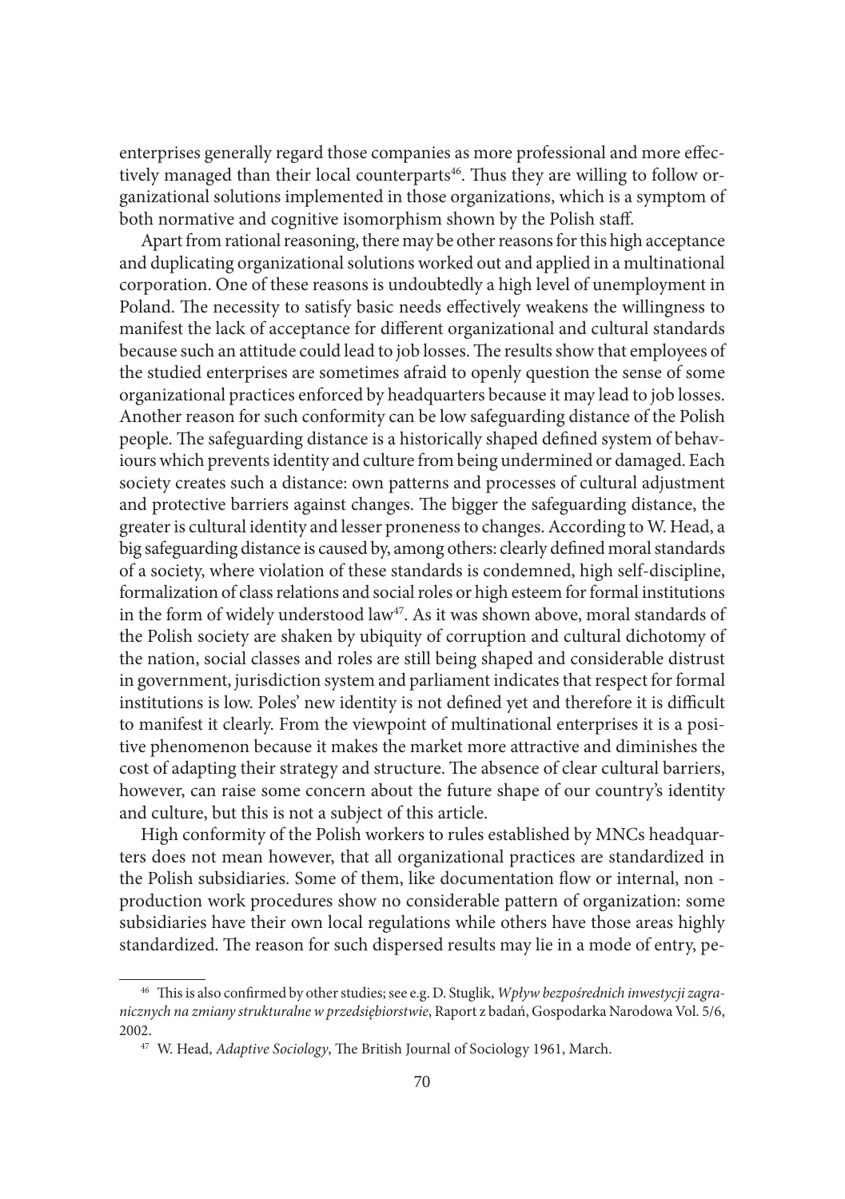enterprises generally regard those companies as more professional and more effectively managed than their local counterparts[46]. Thus they are willing to follow organizational solutions implemented in those organizations, which is a symptom of both normative and cognitive isomorphism shown by the Polish staff.

Apart from rational reasoning, there may be other reasons for this high acceptance and duplicating organizational solutions worked out and applied in a multinational corporation. One of these reasons is undoubtedly a high level of unemployment in Poland. The necessity to satisfy basic needs effectively weakens the willingness to manifest the lack of acceptance for different organizational and cultural standards because such an attitude could lead to job losses. The results show that employees of the studied enterprises are sometimes afraid to openly question the sense of some organizational practices enforced by headquarters because it may lead to job losses. Another reason for such conformity can be low safeguarding distance of the Polish people. The safeguarding distance is a historically shaped defined system of behaviours which prevents identity and culture from being undermined or damaged. Each society creates such a distance: own patterns and processes of cultural adjustment and protective barriers against changes. The bigger the safeguarding distance, the greater is cultural identity and lesser proneness to changes. According to W. Head, a big safeguarding distance is caused by, among others: clearly defined moral standards of a society, where violation of these standards is condemned, high self-discipline, formalization of class relations and social roles or high esteem for formal institutions in the form of widely understood law[47]. As it was shown above, moral standards of the Polish society are shaken by ubiquity of corruption and cultural dichotomy of the nation, social classes and roles are still being shaped and considerable distrust in government, jurisdiction system and parliament indicates that respect for formal institutions is low. Poles' new identity is not defined yet and therefore it is difficult to manifest it clearly. From the viewpoint of multinational enterprises it is a positive phenomenon because it makes the market more attractive and diminishes the cost of adapting their strategy and structure. The absence of clear cultural barriers, however, can raise some concern about the future shape of our country's identity and culture, but this is not a subject of this article.

High conformity of the Polish workers to rules established by MNCs headquarters does not mean however, that all organizational practices are standardized in the Polish subsidiaries. Some of them, like documentation flow or internal, non - production work procedures show no considerable pattern of organization: some subsidiaries have their own local regulations while others have those areas highly standardized. The reason for such dispersed results may lie in a mode of entry, pe-

---

[46] This is also confirmed by other studies; see e.g. D. Stuglik, *Wpływ bezpośrednich inwestycji zagranicznych na zmiany strukturalne w przedsiębiorstwie*, Raport z badań, Gospodarka Narodowa Vol. 5/6, 2002.

[47] W. Head, *Adaptive Sociology*, The British Journal of Sociology 1961, March.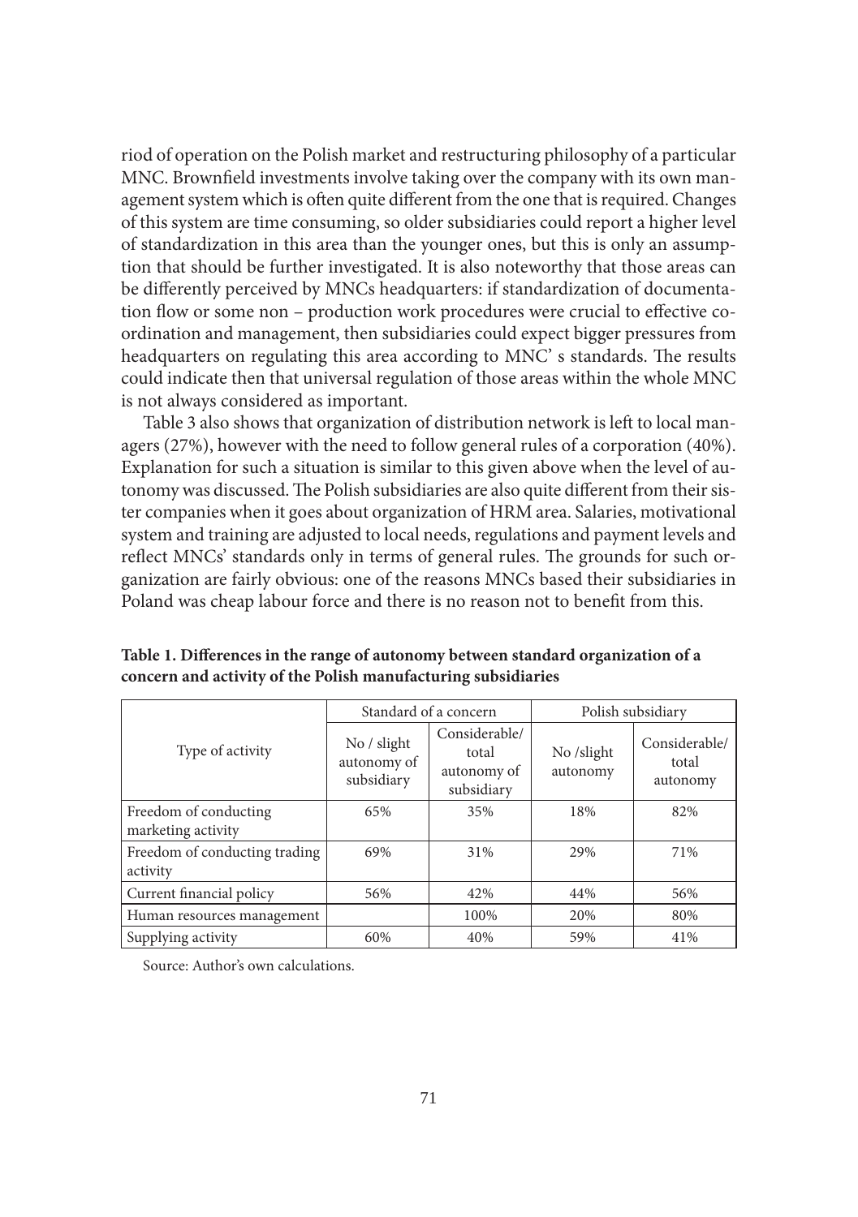riod of operation on the Polish market and restructuring philosophy of a particular MNC. Brownfield investments involve taking over the company with its own management system which is often quite different from the one that is required. Changes of this system are time consuming, so older subsidiaries could report a higher level of standardization in this area than the younger ones, but this is only an assumption that should be further investigated. It is also noteworthy that those areas can be differently perceived by MNCs headquarters: if standardization of documentation flow or some non – production work procedures were crucial to effective coordination and management, then subsidiaries could expect bigger pressures from headquarters on regulating this area according to MNC' s standards. The results could indicate then that universal regulation of those areas within the whole MNC is not always considered as important.

Table 3 also shows that organization of distribution network is left to local managers (27%), however with the need to follow general rules of a corporation (40%). Explanation for such a situation is similar to this given above when the level of autonomy was discussed. The Polish subsidiaries are also quite different from their sister companies when it goes about organization of HRM area. Salaries, motivational system and training are adjusted to local needs, regulations and payment levels and reflect MNCs' standards only in terms of general rules. The grounds for such organization are fairly obvious: one of the reasons MNCs based their subsidiaries in Poland was cheap labour force and there is no reason not to benefit from this.

**Table 1. Differences in the range of autonomy between standard organization of a concern and activity of the Polish manufacturing subsidiaries**

| Type of activity | Standard of a concern | | Polish subsidiary | |
|---|---|---|---|---|
| | No / slight autonomy of subsidiary | Considerable/ total autonomy of subsidiary | No /slight autonomy | Considerable/ total autonomy |
| Freedom of conducting marketing activity | 65% | 35% | 18% | 82% |
| Freedom of conducting trading activity | 69% | 31% | 29% | 71% |
| Current financial policy | 56% | 42% | 44% | 56% |
| Human resources management | | 100% | 20% | 80% |
| Supplying activity | 60% | 40% | 59% | 41% |

Source: Author's own calculations.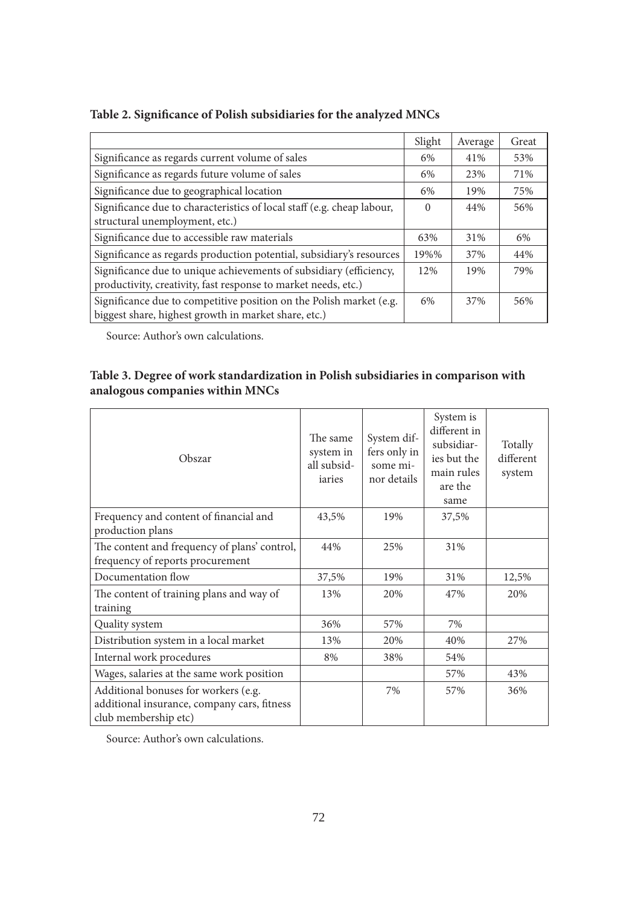**Table 2. Significance of Polish subsidiaries for the analyzed MNCs**

| | Slight | Average | Great |
|---|---|---|---|
| Significance as regards current volume of sales | 6% | 41% | 53% |
| Significance as regards future volume of sales | 6% | 23% | 71% |
| Significance due to geographical location | 6% | 19% | 75% |
| Significance due to characteristics of local staff (e.g. cheap labour, structural unemployment, etc.) | 0 | 44% | 56% |
| Significance due to accessible raw materials | 63% | 31% | 6% |
| Significance as regards production potential, subsidiary's resources | 19%% | 37% | 44% |
| Significance due to unique achievements of subsidiary (efficiency, productivity, creativity, fast response to market needs, etc.) | 12% | 19% | 79% |
| Significance due to competitive position on the Polish market (e.g. biggest share, highest growth in market share, etc.) | 6% | 37% | 56% |

Source: Author's own calculations.

**Table 3. Degree of work standardization in Polish subsidiaries in comparison with analogous companies within MNCs**

| Obszar | The same system in all subsidiaries | System differs only in some minor details | System is different in subsidiaries but the main rules are the same | Totally different system |
|---|---|---|---|---|
| Frequency and content of financial and production plans | 43,5% | 19% | 37,5% | |
| The content and frequency of plans' control, frequency of reports procurement | 44% | 25% | 31% | |
| Documentation flow | 37,5% | 19% | 31% | 12,5% |
| The content of training plans and way of training | 13% | 20% | 47% | 20% |
| Quality system | 36% | 57% | 7% | |
| Distribution system in a local market | 13% | 20% | 40% | 27% |
| Internal work procedures | 8% | 38% | 54% | |
| Wages, salaries at the same work position | | | 57% | 43% |
| Additional bonuses for workers (e.g. additional insurance, company cars, fitness club membership etc) | | 7% | 57% | 36% |

Source: Author's own calculations.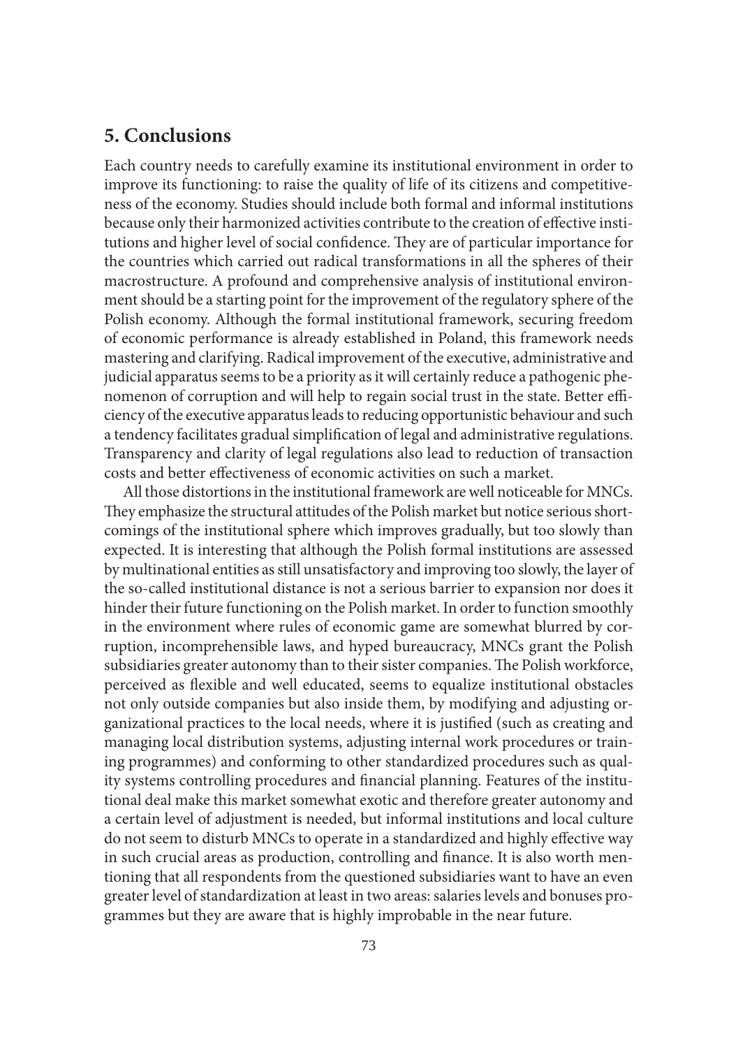## 5. Conclusions

Each country needs to carefully examine its institutional environment in order to improve its functioning: to raise the quality of life of its citizens and competitiveness of the economy. Studies should include both formal and informal institutions because only their harmonized activities contribute to the creation of effective institutions and higher level of social confidence. They are of particular importance for the countries which carried out radical transformations in all the spheres of their macrostructure. A profound and comprehensive analysis of institutional environment should be a starting point for the improvement of the regulatory sphere of the Polish economy. Although the formal institutional framework, securing freedom of economic performance is already established in Poland, this framework needs mastering and clarifying. Radical improvement of the executive, administrative and judicial apparatus seems to be a priority as it will certainly reduce a pathogenic phenomenon of corruption and will help to regain social trust in the state. Better efficiency of the executive apparatus leads to reducing opportunistic behaviour and such a tendency facilitates gradual simplification of legal and administrative regulations. Transparency and clarity of legal regulations also lead to reduction of transaction costs and better effectiveness of economic activities on such a market.

All those distortions in the institutional framework are well noticeable for MNCs. They emphasize the structural attitudes of the Polish market but notice serious shortcomings of the institutional sphere which improves gradually, but too slowly than expected. It is interesting that although the Polish formal institutions are assessed by multinational entities as still unsatisfactory and improving too slowly, the layer of the so-called institutional distance is not a serious barrier to expansion nor does it hinder their future functioning on the Polish market. In order to function smoothly in the environment where rules of economic game are somewhat blurred by corruption, incomprehensible laws, and hyped bureaucracy, MNCs grant the Polish subsidiaries greater autonomy than to their sister companies. The Polish workforce, perceived as flexible and well educated, seems to equalize institutional obstacles not only outside companies but also inside them, by modifying and adjusting organizational practices to the local needs, where it is justified (such as creating and managing local distribution systems, adjusting internal work procedures or training programmes) and conforming to other standardized procedures such as quality systems controlling procedures and financial planning. Features of the institutional deal make this market somewhat exotic and therefore greater autonomy and a certain level of adjustment is needed, but informal institutions and local culture do not seem to disturb MNCs to operate in a standardized and highly effective way in such crucial areas as production, controlling and finance. It is also worth mentioning that all respondents from the questioned subsidiaries want to have an even greater level of standardization at least in two areas: salaries levels and bonuses programmes but they are aware that is highly improbable in the near future.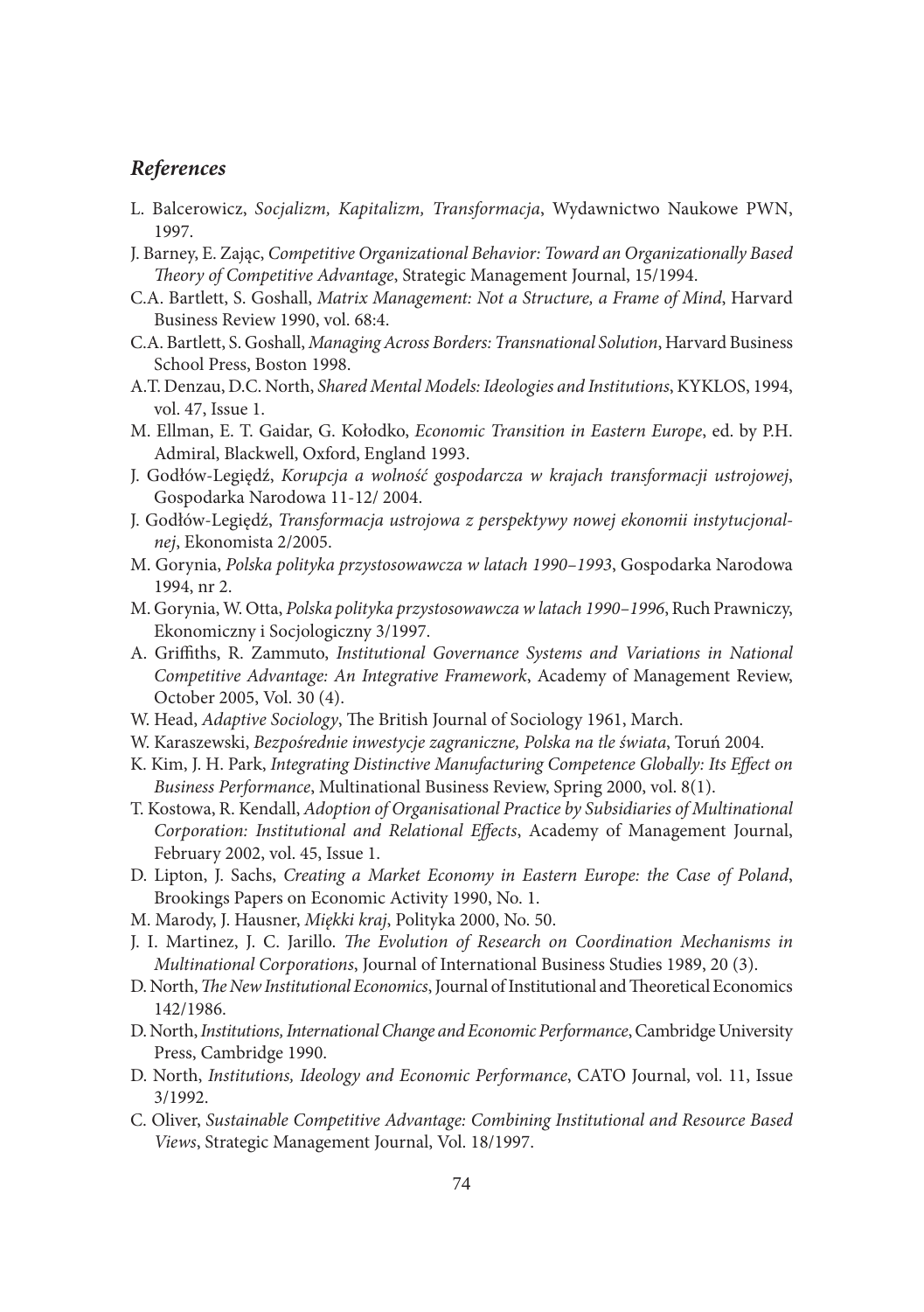### *References*

L. Balcerowicz, *Socjalizm, Kapitalizm, Transformacja*, Wydawnictwo Naukowe PWN, 1997.

J. Barney, E. Zając, *Competitive Organizational Behavior: Toward an Organizationally Based Theory of Competitive Advantage*, Strategic Management Journal, 15/1994.

C.A. Bartlett, S. Goshall, *Matrix Management: Not a Structure, a Frame of Mind*, Harvard Business Review 1990, vol. 68:4.

C.A. Bartlett, S. Goshall, *Managing Across Borders: Transnational Solution*, Harvard Business School Press, Boston 1998.

A.T. Denzau, D.C. North, *Shared Mental Models: Ideologies and Institutions*, KYKLOS, 1994, vol. 47, Issue 1.

M. Ellman, E. T. Gaidar, G. Kołodko, *Economic Transition in Eastern Europe*, ed. by P.H. Admiral, Blackwell, Oxford, England 1993.

J. Godłów-Legiędź, *Korupcja a wolność gospodarcza w krajach transformacji ustrojowej*, Gospodarka Narodowa 11-12/ 2004.

J. Godłów-Legiędź, *Transformacja ustrojowa z perspektywy nowej ekonomii instytucjonalnej*, Ekonomista 2/2005.

M. Gorynia, *Polska polityka przystosowawcza w latach 1990–1993*, Gospodarka Narodowa 1994, nr 2.

M. Gorynia, W. Otta, *Polska polityka przystosowawcza w latach 1990–1996*, Ruch Prawniczy, Ekonomiczny i Socjologiczny 3/1997.

A. Griffiths, R. Zammuto, *Institutional Governance Systems and Variations in National Competitive Advantage: An Integrative Framework*, Academy of Management Review, October 2005, Vol. 30 (4).

W. Head, *Adaptive Sociology*, The British Journal of Sociology 1961, March.

W. Karaszewski, *Bezpośrednie inwestycje zagraniczne, Polska na tle świata*, Toruń 2004.

K. Kim, J. H. Park, *Integrating Distinctive Manufacturing Competence Globally: Its Effect on Business Performance*, Multinational Business Review, Spring 2000, vol. 8(1).

T. Kostowa, R. Kendall, *Adoption of Organisational Practice by Subsidiaries of Multinational Corporation: Institutional and Relational Effects*, Academy of Management Journal, February 2002, vol. 45, Issue 1.

D. Lipton, J. Sachs, *Creating a Market Economy in Eastern Europe: the Case of Poland*, Brookings Papers on Economic Activity 1990, No. 1.

M. Marody, J. Hausner, *Miękki kraj*, Polityka 2000, No. 50.

J. I. Martinez, J. C. Jarillo. *The Evolution of Research on Coordination Mechanisms in Multinational Corporations*, Journal of International Business Studies 1989, 20 (3).

D. North, *The New Institutional Economics*, Journal of Institutional and Theoretical Economics 142/1986.

D. North, *Institutions, International Change and Economic Performance*, Cambridge University Press, Cambridge 1990.

D. North, *Institutions, Ideology and Economic Performance*, CATO Journal, vol. 11, Issue 3/1992.

C. Oliver, *Sustainable Competitive Advantage: Combining Institutional and Resource Based Views*, Strategic Management Journal, Vol. 18/1997.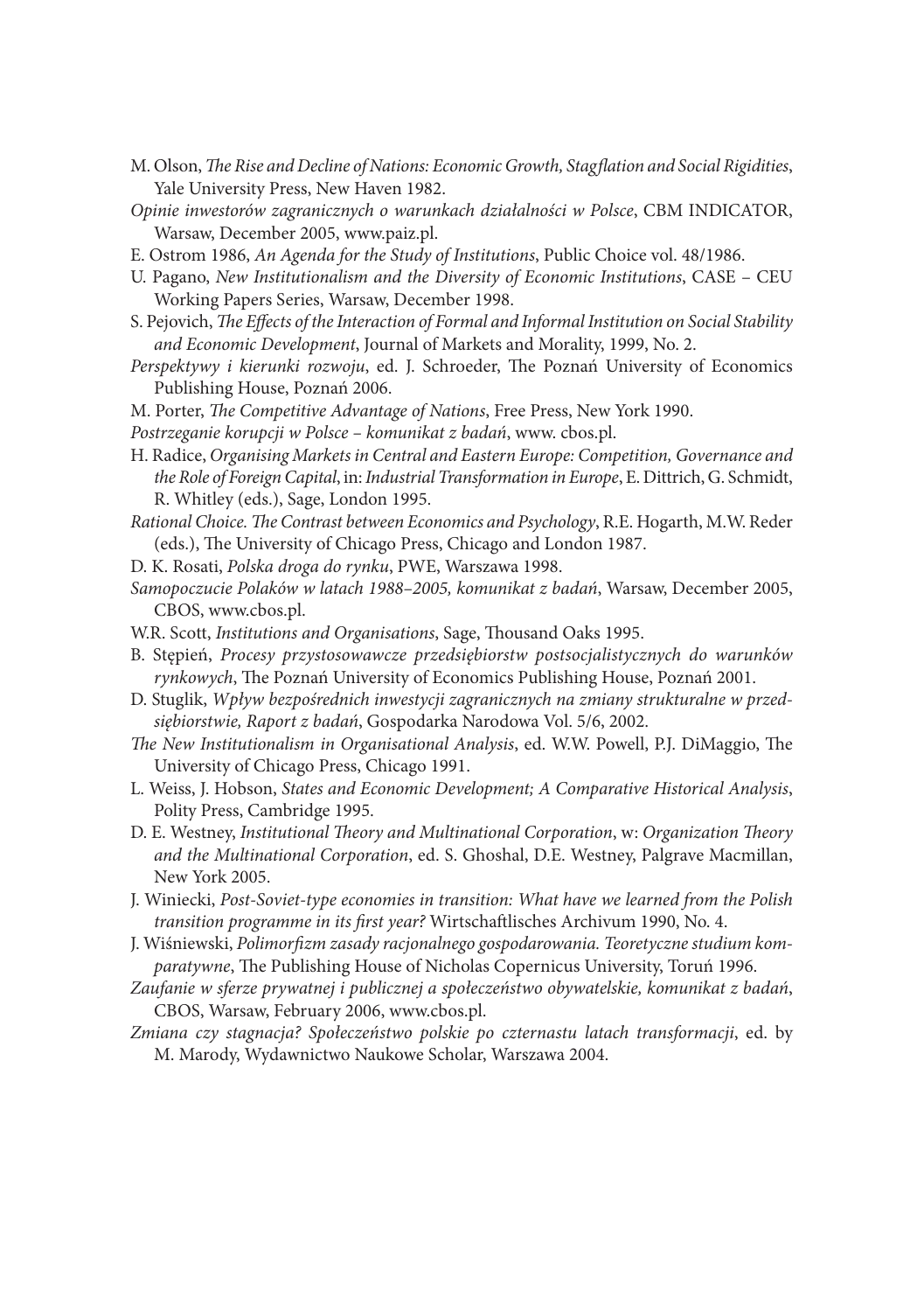M. Olson, *The Rise and Decline of Nations: Economic Growth, Stagflation and Social Rigidities*, Yale University Press, New Haven 1982.

*Opinie inwestorów zagranicznych o warunkach działalności w Polsce*, CBM INDICATOR, Warsaw, December 2005, www.paiz.pl.

E. Ostrom 1986, *An Agenda for the Study of Institutions*, Public Choice vol. 48/1986.

U. Pagano, *New Institutionalism and the Diversity of Economic Institutions*, CASE – CEU Working Papers Series, Warsaw, December 1998.

S. Pejovich, *The Effects of the Interaction of Formal and Informal Institution on Social Stability and Economic Development*, Journal of Markets and Morality, 1999, No. 2.

*Perspektywy i kierunki rozwoju*, ed. J. Schroeder, The Poznań University of Economics Publishing House, Poznań 2006.

M. Porter, *The Competitive Advantage of Nations*, Free Press, New York 1990.

*Postrzeganie korupcji w Polsce – komunikat z badań*, www. cbos.pl.

H. Radice, *Organising Markets in Central and Eastern Europe: Competition, Governance and the Role of Foreign Capital*, in: *Industrial Transformation in Europe*, E. Dittrich, G. Schmidt, R. Whitley (eds.), Sage, London 1995.

*Rational Choice. The Contrast between Economics and Psychology*, R.E. Hogarth, M.W. Reder (eds.), The University of Chicago Press, Chicago and London 1987.

D. K. Rosati, *Polska droga do rynku*, PWE, Warszawa 1998.

*Samopoczucie Polaków w latach 1988–2005, komunikat z badań*, Warsaw, December 2005, CBOS, www.cbos.pl.

W.R. Scott, *Institutions and Organisations*, Sage, Thousand Oaks 1995.

B. Stępień, *Procesy przystosowawcze przedsiębiorstw postsocjalistycznych do warunków rynkowych*, The Poznań University of Economics Publishing House, Poznań 2001.

D. Stuglik, *Wpływ bezpośrednich inwestycji zagranicznych na zmiany strukturalne w przedsiębiorstwie, Raport z badań*, Gospodarka Narodowa Vol. 5/6, 2002.

*The New Institutionalism in Organisational Analysis*, ed. W.W. Powell, P.J. DiMaggio, The University of Chicago Press, Chicago 1991.

L. Weiss, J. Hobson, *States and Economic Development; A Comparative Historical Analysis*, Polity Press, Cambridge 1995.

D. E. Westney, *Institutional Theory and Multinational Corporation*, w: *Organization Theory and the Multinational Corporation*, ed. S. Ghoshal, D.E. Westney, Palgrave Macmillan, New York 2005.

J. Winiecki, *Post-Soviet-type economies in transition: What have we learned from the Polish transition programme in its first year?* Wirtschaftlisches Archivum 1990, No. 4.

J. Wiśniewski, *Polimorfizm zasady racjonalnego gospodarowania. Teoretyczne studium komparatywne*, The Publishing House of Nicholas Copernicus University, Toruń 1996.

*Zaufanie w sferze prywatnej i publicznej a społeczeństwo obywatelskie, komunikat z badań*, CBOS, Warsaw, February 2006, www.cbos.pl.

*Zmiana czy stagnacja? Społeczeństwo polskie po czternastu latach transformacji*, ed. by M. Marody, Wydawnictwo Naukowe Scholar, Warszawa 2004.